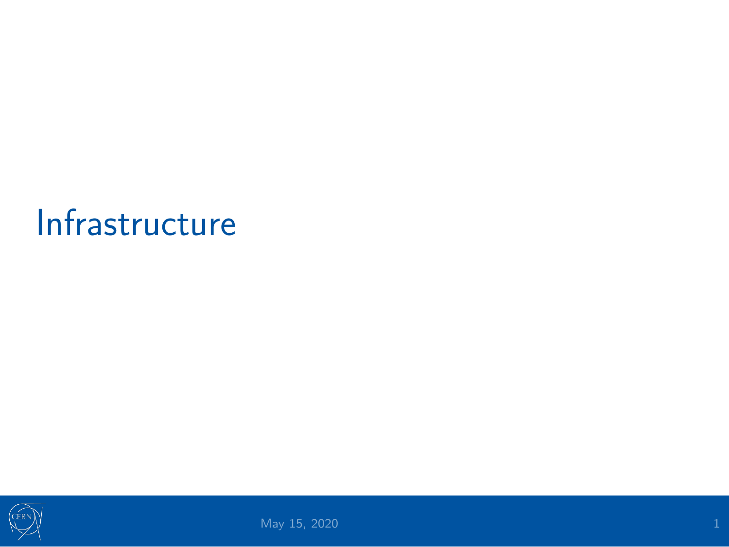# Infrastructure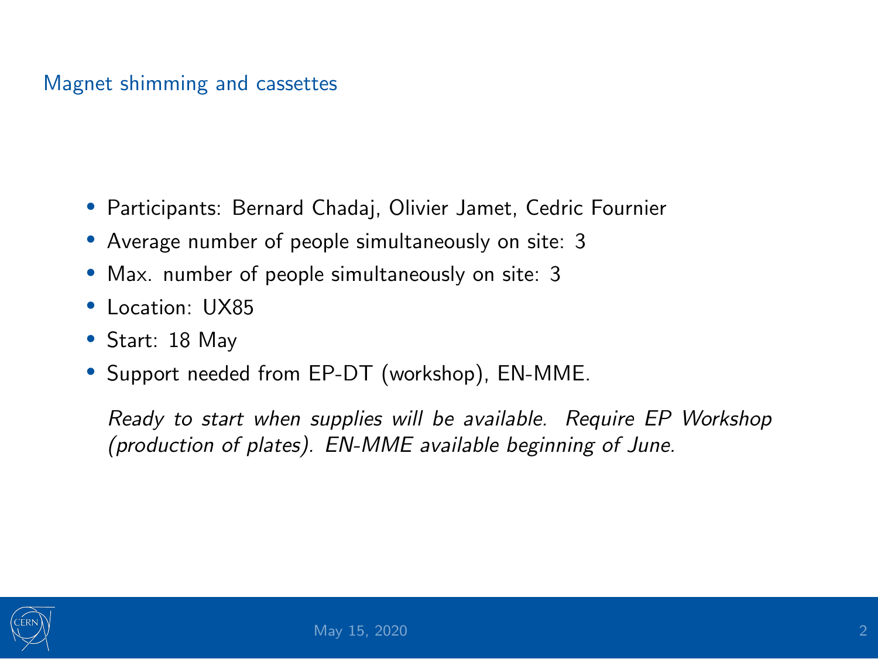## Magnet shimming and cassettes

- Participants: Bernard Chadaj, Olivier Jamet, Cedric Fournier
- Average number of people simultaneously on site: 3
- Max. number of people simultaneously on site: 3
- Location: UX85
- Start: 18 May
- Support needed from EP-DT (workshop), EN-MME.

  *Ready to start when supplies will be available. Require EP Workshop (production of plates). EN-MME available beginning of June.*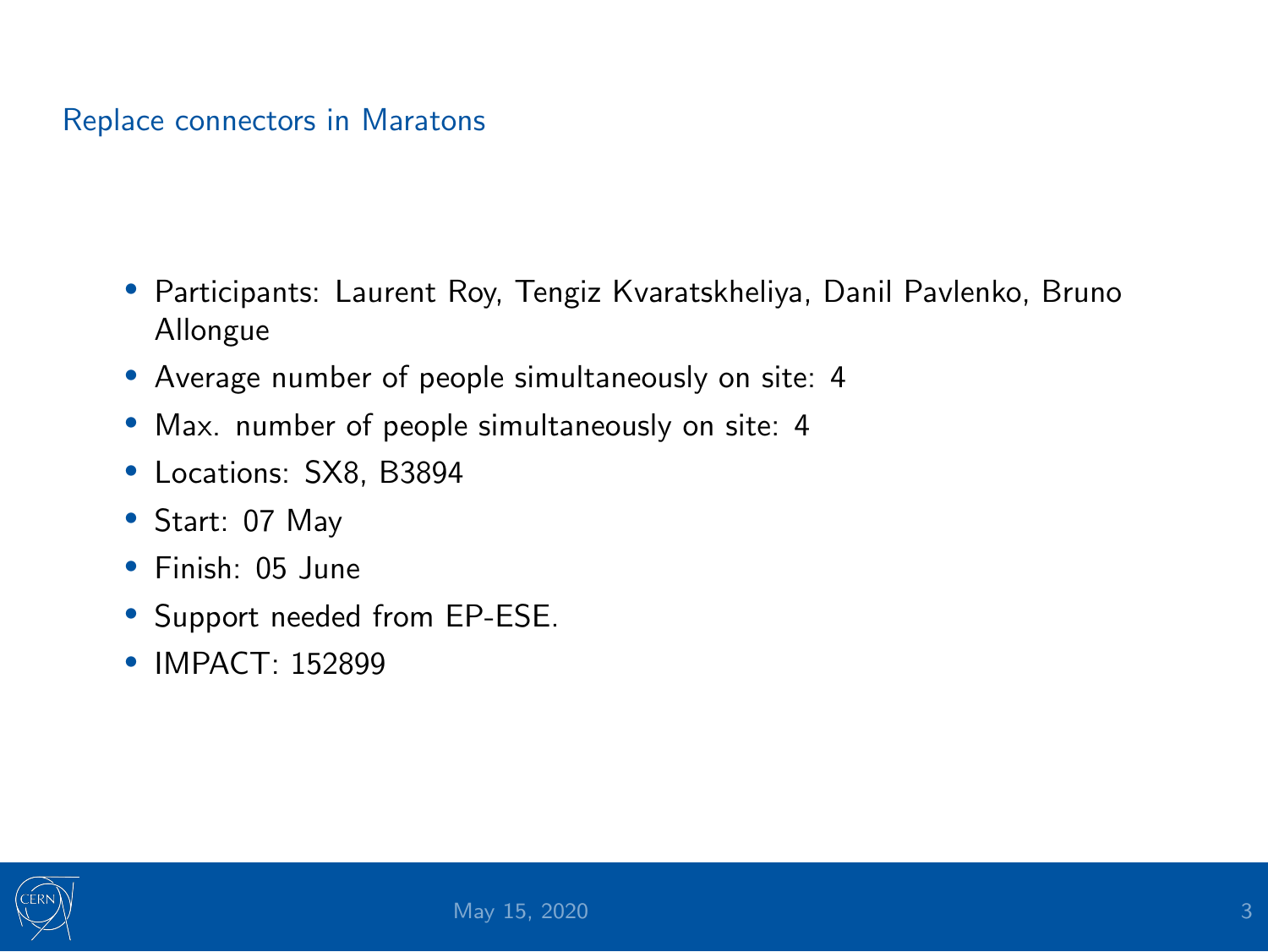## Replace connectors in Maratons

- Participants: Laurent Roy, Tengiz Kvaratskheliya, Danil Pavlenko, Bruno Allongue
- Average number of people simultaneously on site: 4
- Max. number of people simultaneously on site: 4
- Locations: SX8, B3894
- Start: 07 May
- Finish: 05 June
- Support needed from EP-ESE.
- IMPACT: 152899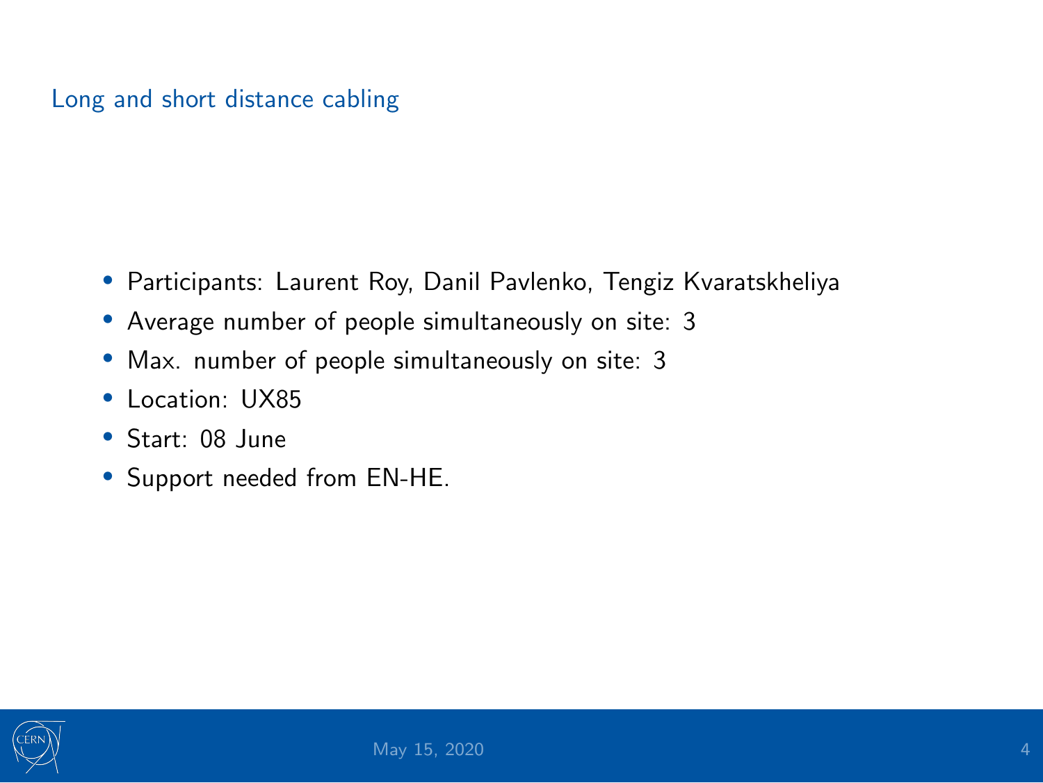## Long and short distance cabling

- Participants: Laurent Roy, Danil Pavlenko, Tengiz Kvaratskheliya
- Average number of people simultaneously on site: 3
- Max. number of people simultaneously on site: 3
- Location: UX85
- Start: 08 June
- Support needed from EN-HE.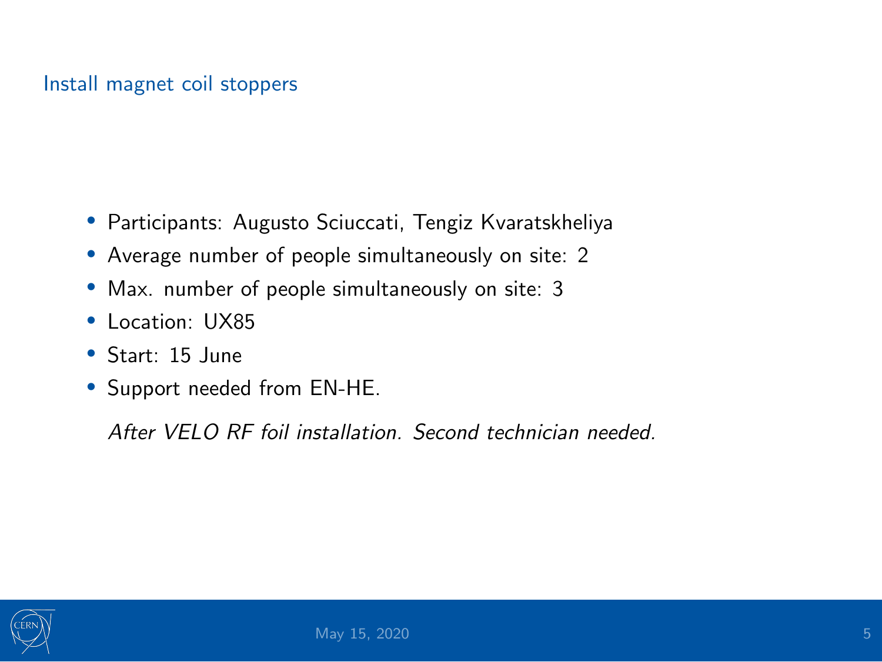## Install magnet coil stoppers

- Participants: Augusto Sciuccati, Tengiz Kvaratskheliya
- Average number of people simultaneously on site: 2
- Max. number of people simultaneously on site: 3
- Location: UX85
- Start: 15 June
- Support needed from EN-HE.

*After VELO RF foil installation. Second technician needed.*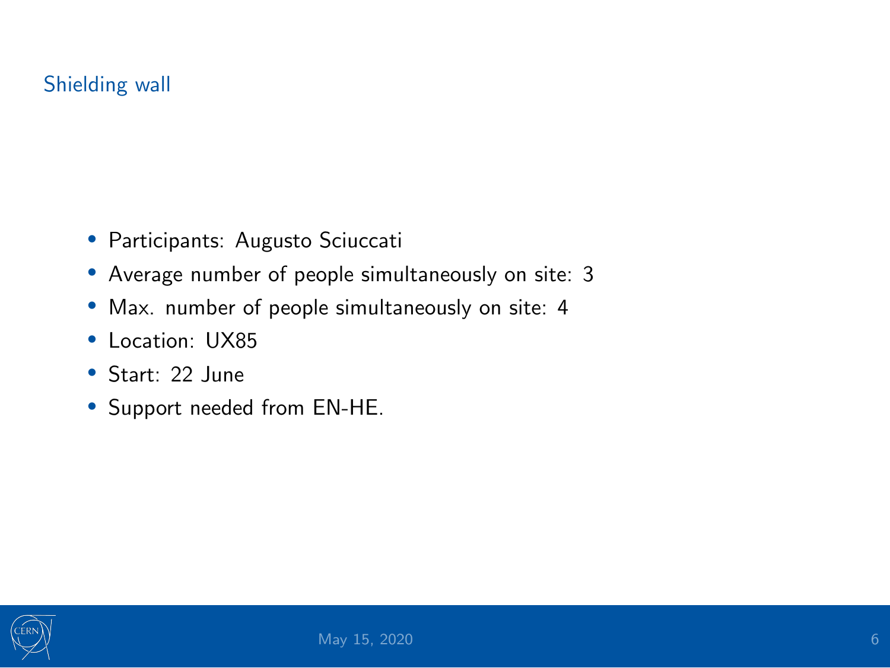## Shielding wall

- Participants: Augusto Sciuccati
- Average number of people simultaneously on site: 3
- Max. number of people simultaneously on site: 4
- Location: UX85
- Start: 22 June
- Support needed from EN-HE.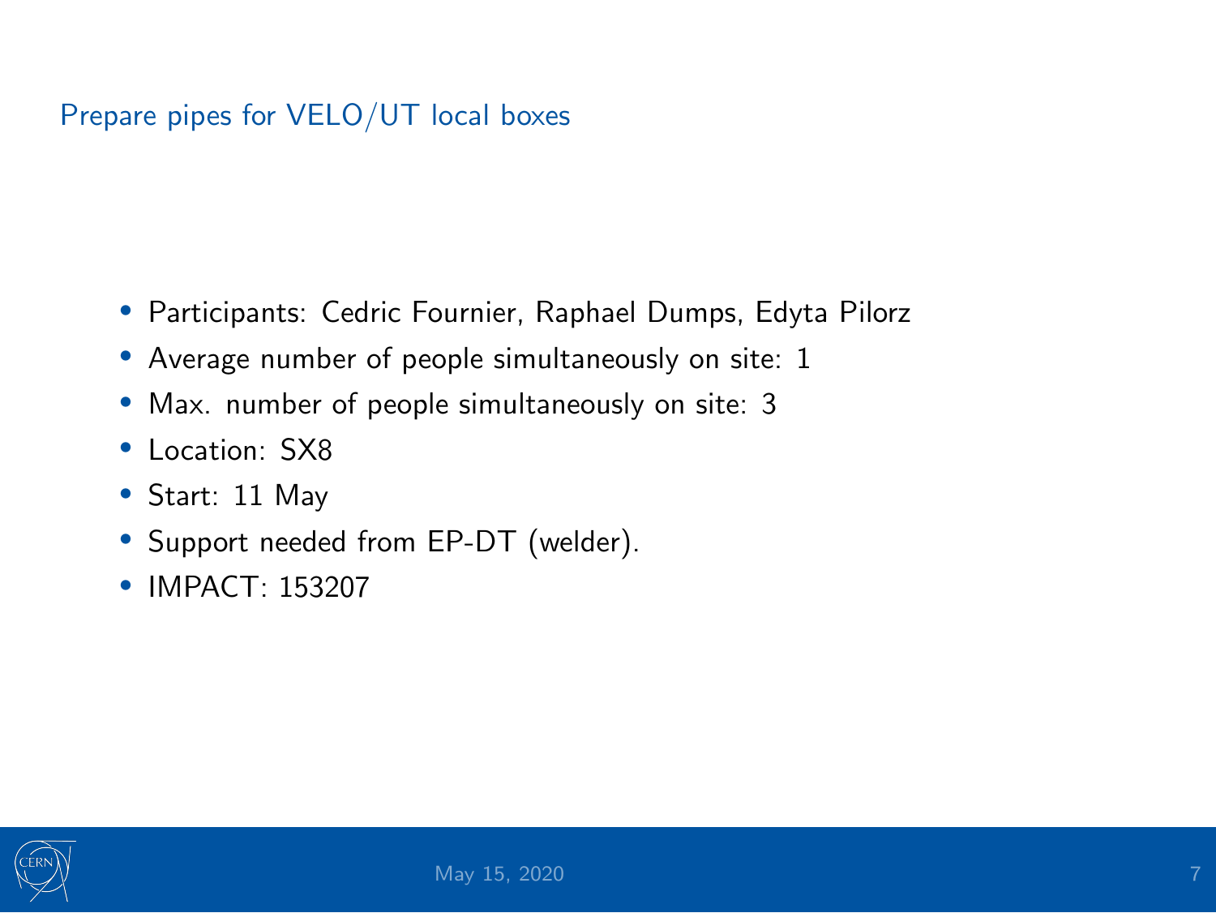## Prepare pipes for VELO/UT local boxes

- Participants: Cedric Fournier, Raphael Dumps, Edyta Pilorz
- Average number of people simultaneously on site: 1
- Max. number of people simultaneously on site: 3
- Location: SX8
- Start: 11 May
- Support needed from EP-DT (welder).
- IMPACT: 153207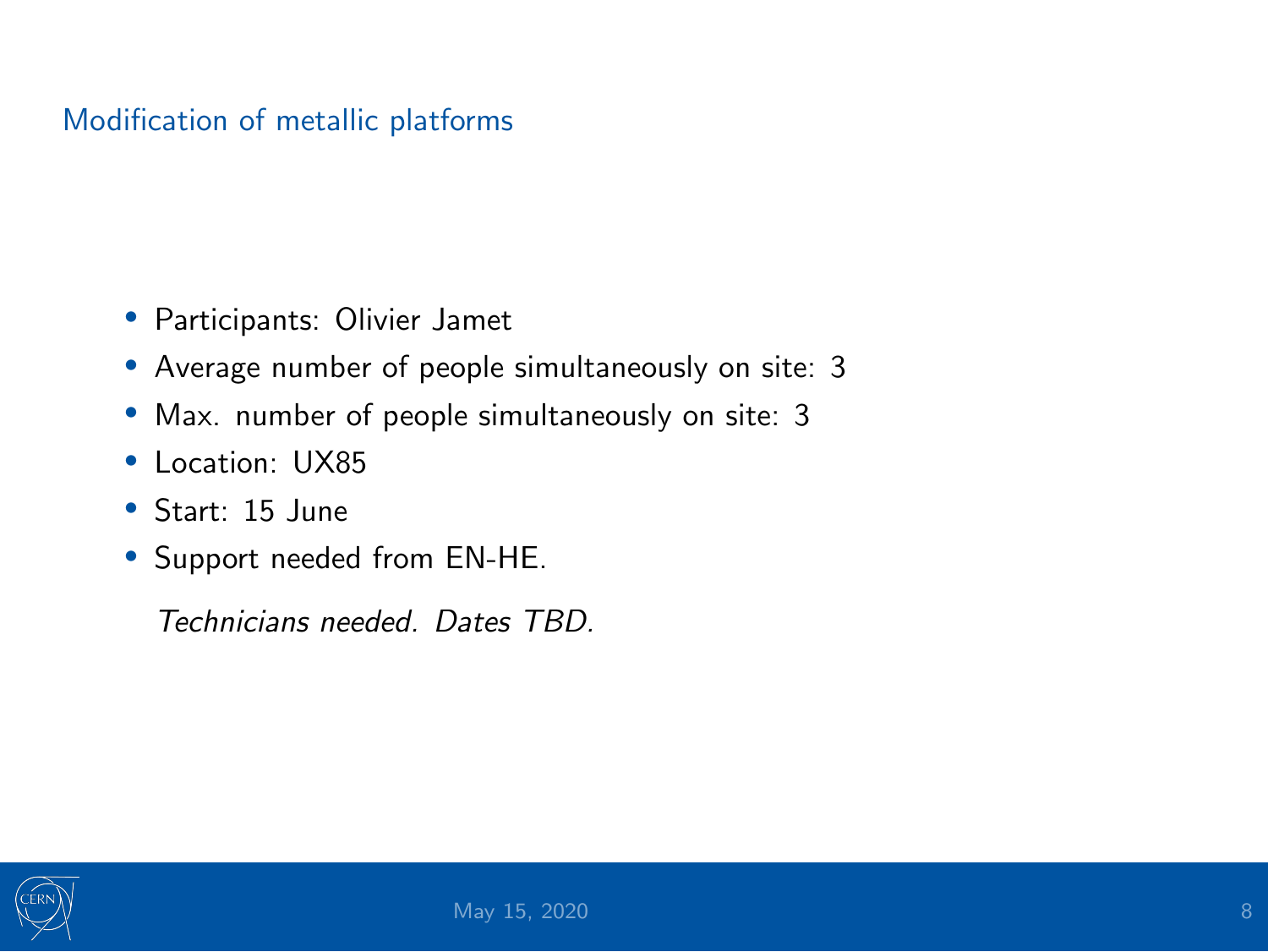## Modification of metallic platforms

- Participants: Olivier Jamet
- Average number of people simultaneously on site: 3
- Max. number of people simultaneously on site: 3
- Location: UX85
- Start: 15 June
- Support needed from EN-HE.

  *Technicians needed. Dates TBD.*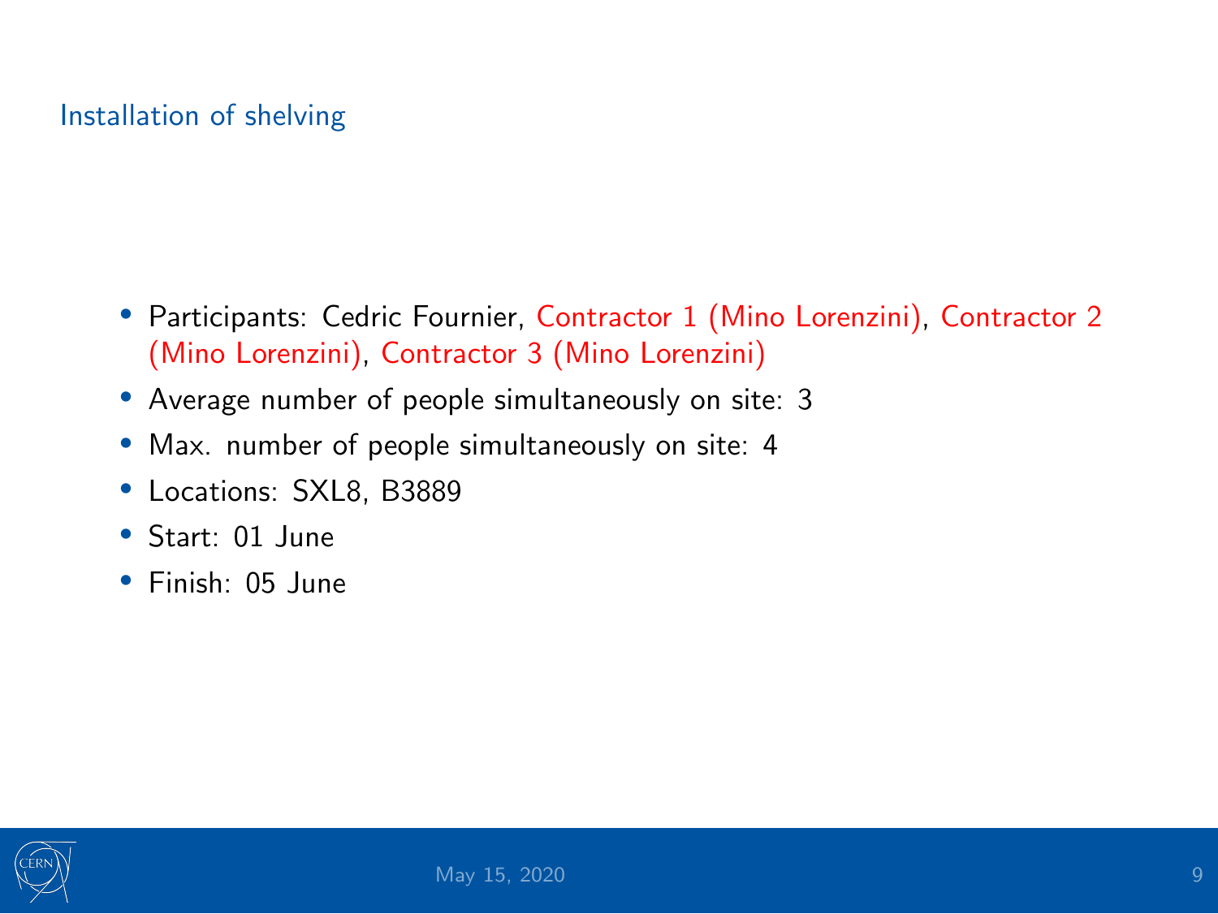## Installation of shelving

- Participants: Cedric Fournier, Contractor 1 (Mino Lorenzini), Contractor 2 (Mino Lorenzini), Contractor 3 (Mino Lorenzini)
- Average number of people simultaneously on site: 3
- Max. number of people simultaneously on site: 4
- Locations: SXL8, B3889
- Start: 01 June
- Finish: 05 June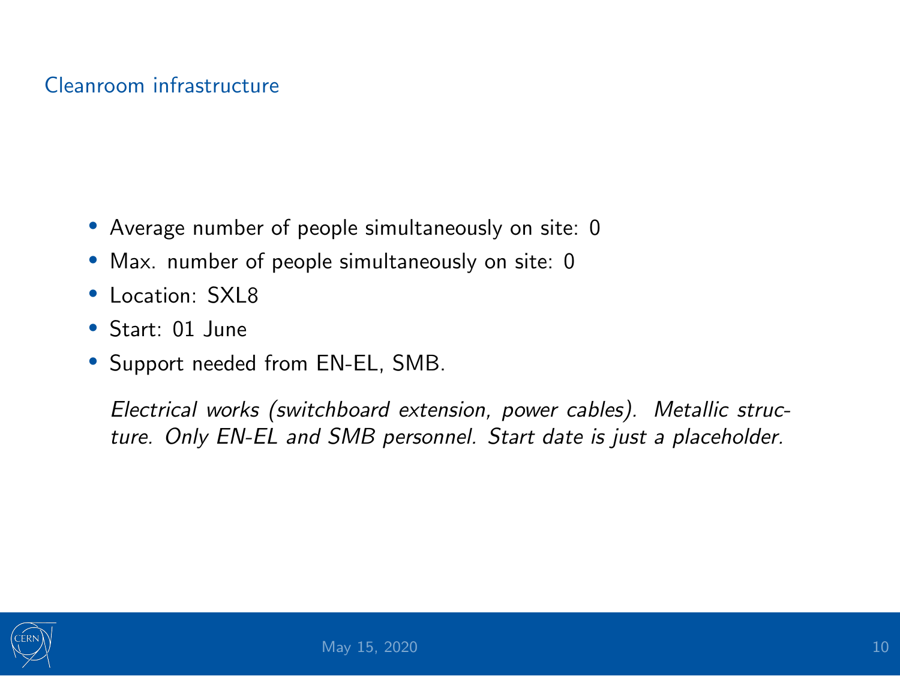## Cleanroom infrastructure

- Average number of people simultaneously on site: 0
- Max. number of people simultaneously on site: 0
- Location: SXL8
- Start: 01 June
- Support needed from EN-EL, SMB.

*Electrical works (switchboard extension, power cables). Metallic structure. Only EN-EL and SMB personnel. Start date is just a placeholder.*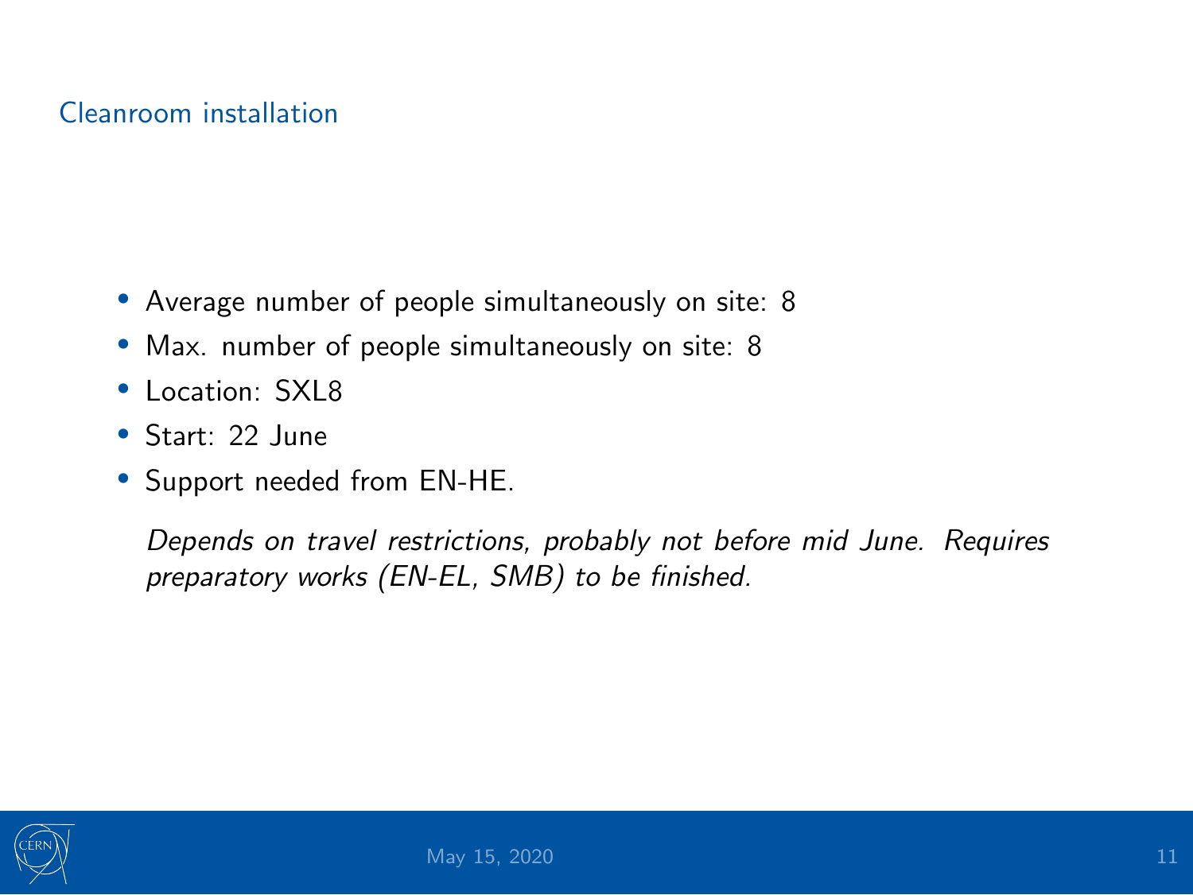## Cleanroom installation

- Average number of people simultaneously on site: 8
- Max. number of people simultaneously on site: 8
- Location: SXL8
- Start: 22 June
- Support needed from EN-HE.

*Depends on travel restrictions, probably not before mid June. Requires preparatory works (EN-EL, SMB) to be finished.*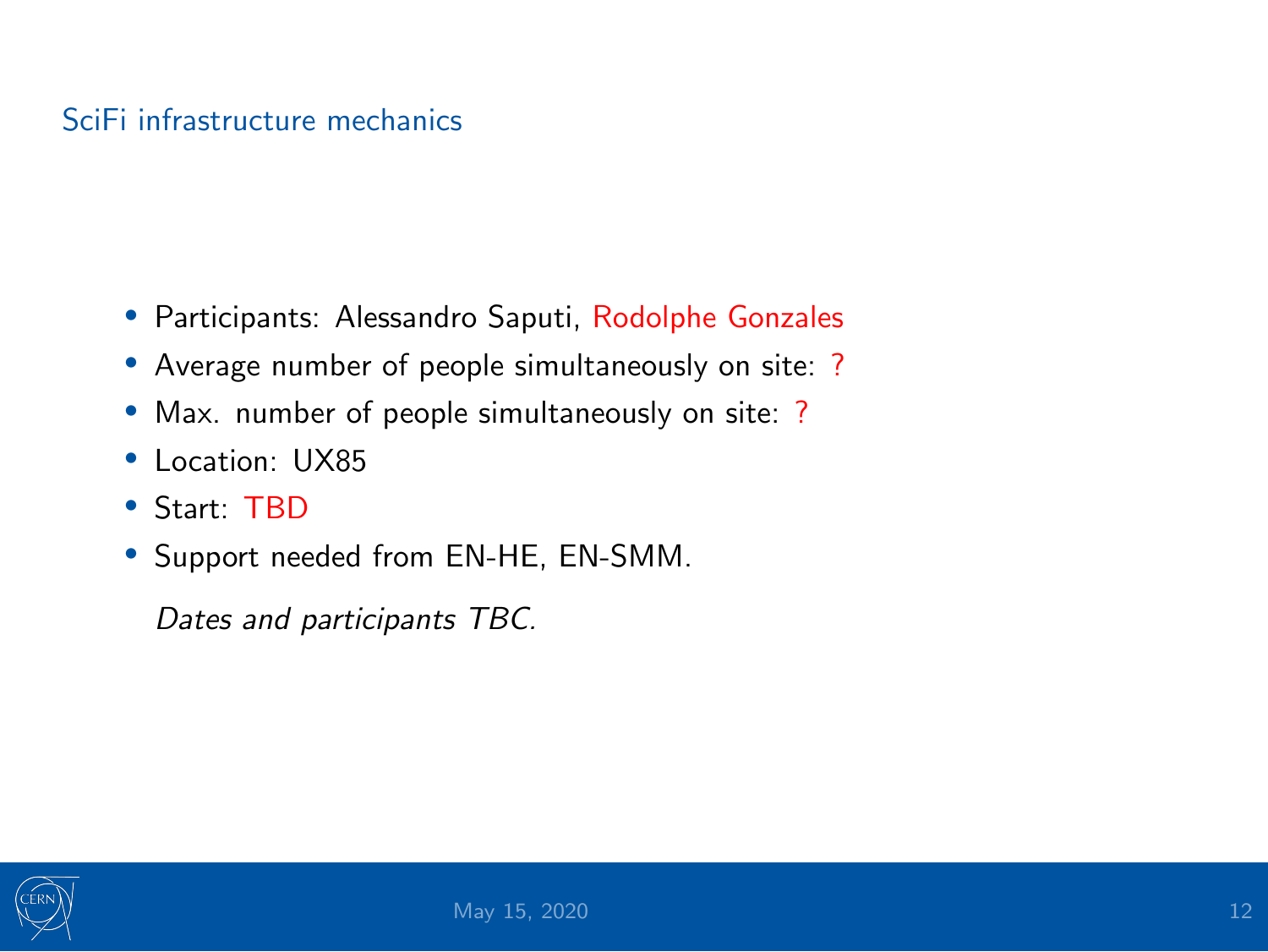## SciFi infrastructure mechanics

- Participants: Alessandro Saputi, Rodolphe Gonzales
- Average number of people simultaneously on site: ?
- Max. number of people simultaneously on site: ?
- Location: UX85
- Start: TBD
- Support needed from EN-HE, EN-SMM.

*Dates and participants TBC.*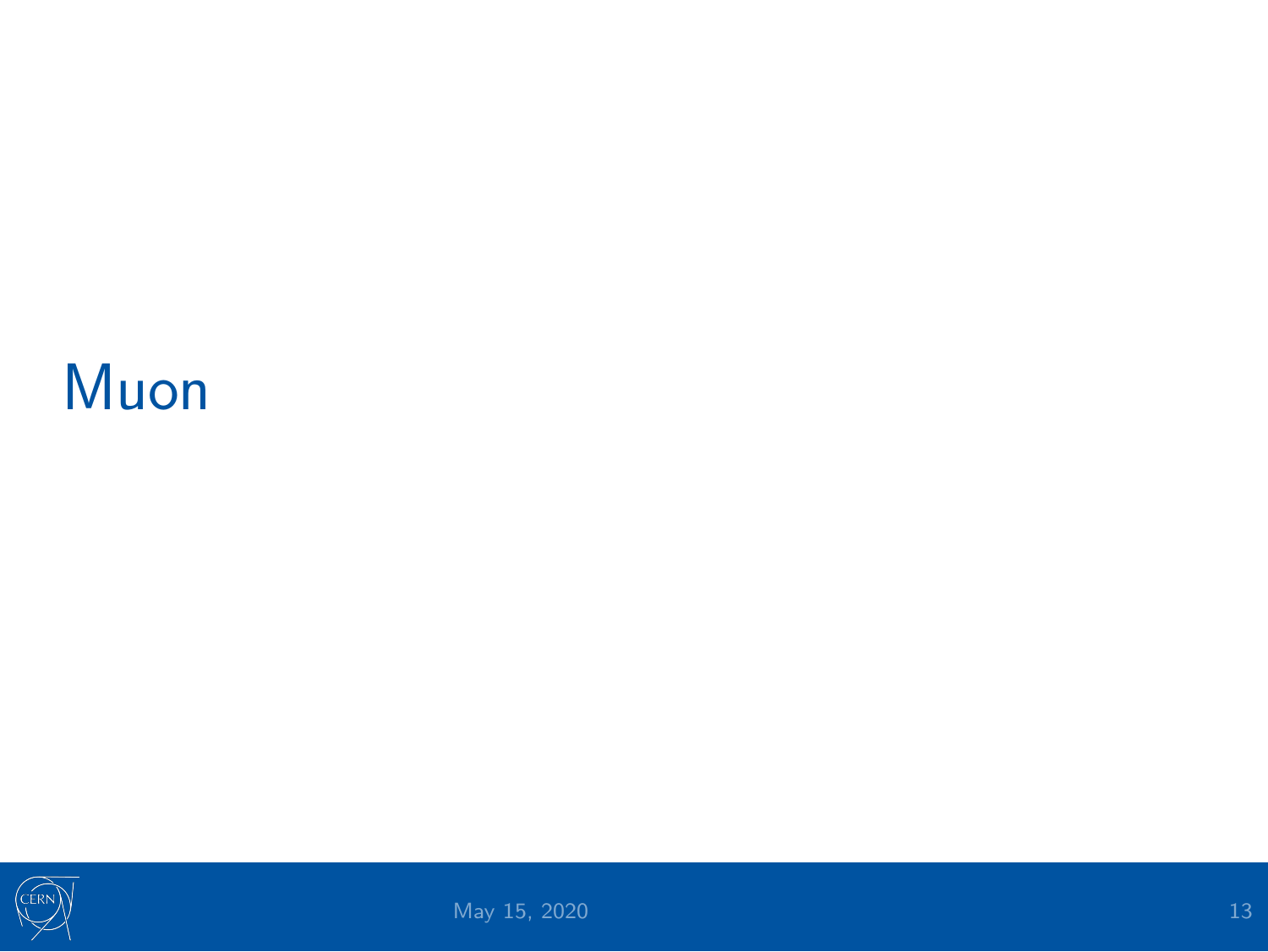# Muon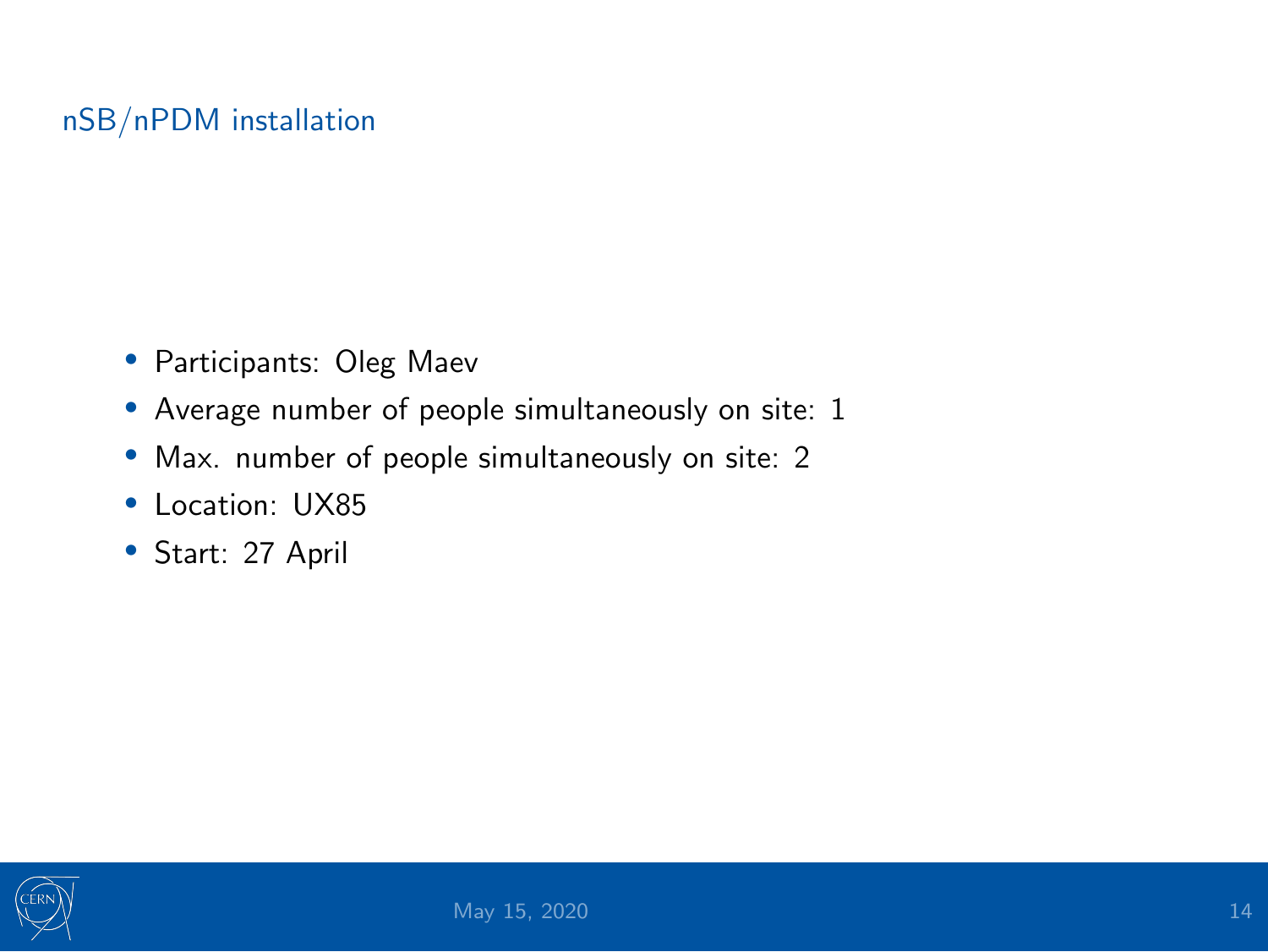## nSB/nPDM installation

- Participants: Oleg Maev
- Average number of people simultaneously on site: 1
- Max. number of people simultaneously on site: 2
- Location: UX85
- Start: 27 April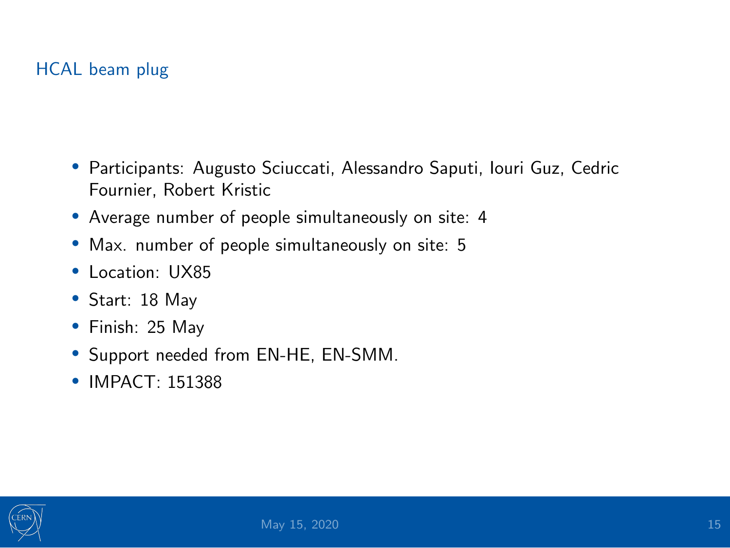## HCAL beam plug

- Participants: Augusto Sciuccati, Alessandro Saputi, Iouri Guz, Cedric Fournier, Robert Kristic
- Average number of people simultaneously on site: 4
- Max. number of people simultaneously on site: 5
- Location: UX85
- Start: 18 May
- Finish: 25 May
- Support needed from EN-HE, EN-SMM.
- IMPACT: 151388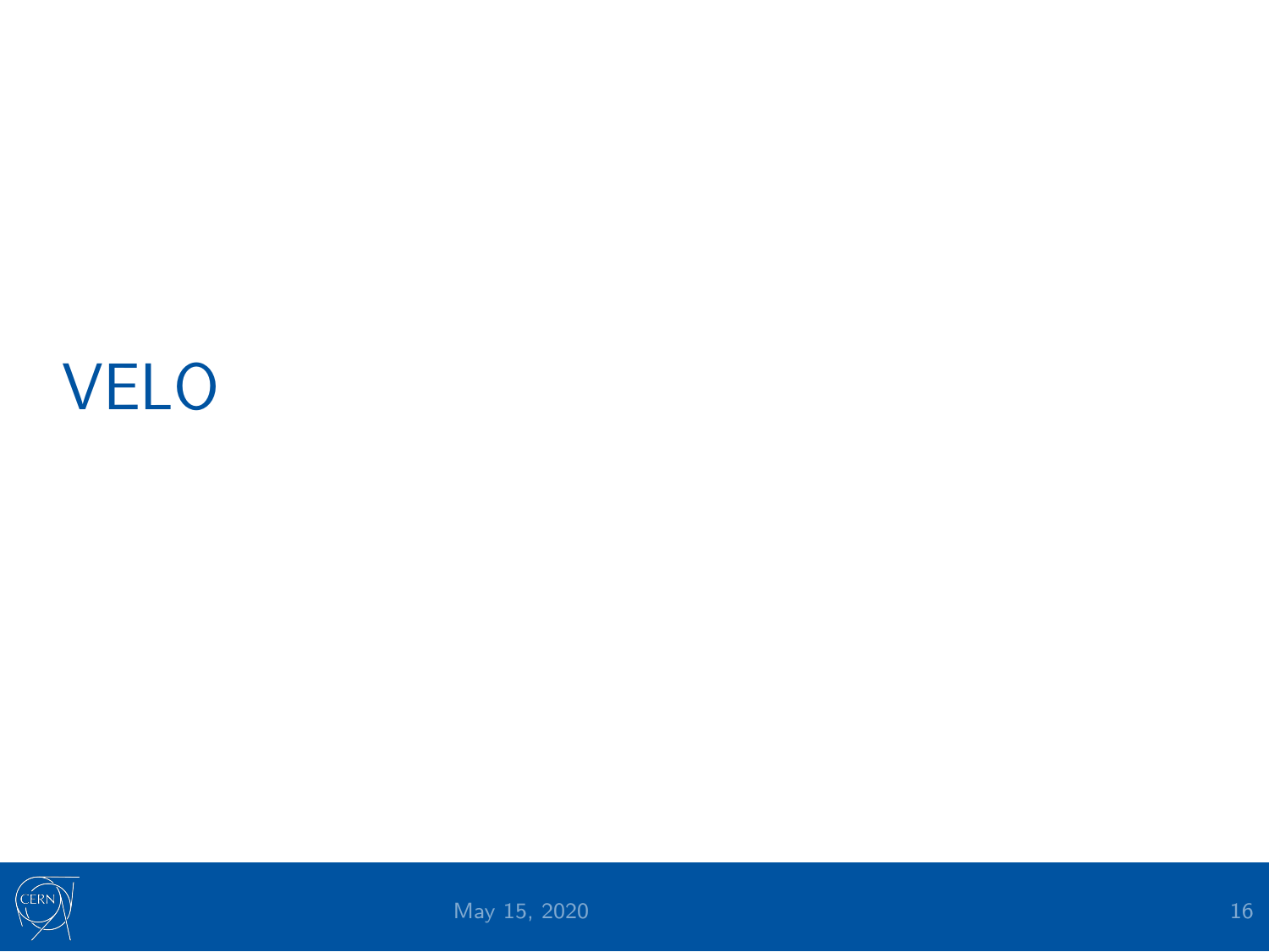# VELO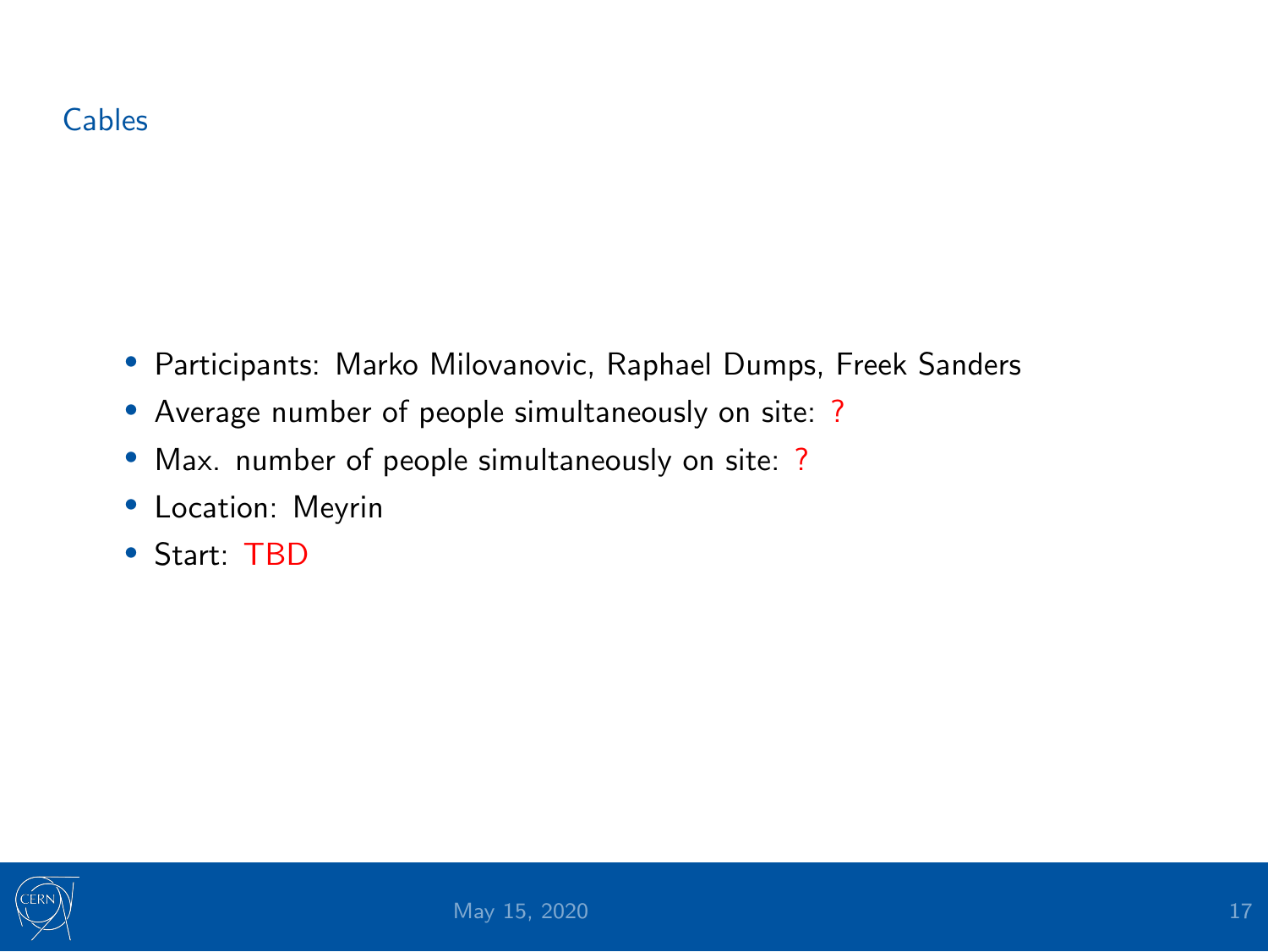# Cables

- Participants: Marko Milovanovic, Raphael Dumps, Freek Sanders
- Average number of people simultaneously on site: ?
- Max. number of people simultaneously on site: ?
- Location: Meyrin
- Start: TBD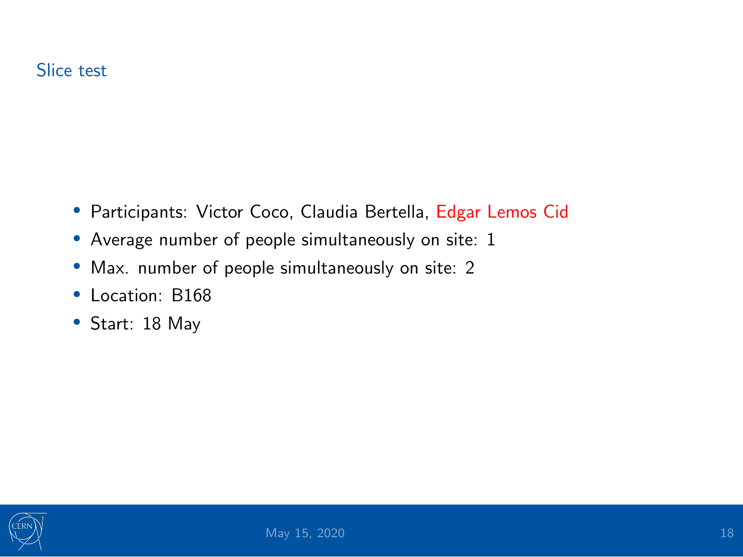## Slice test

- Participants: Victor Coco, Claudia Bertella, Edgar Lemos Cid
- Average number of people simultaneously on site: 1
- Max. number of people simultaneously on site: 2
- Location: B168
- Start: 18 May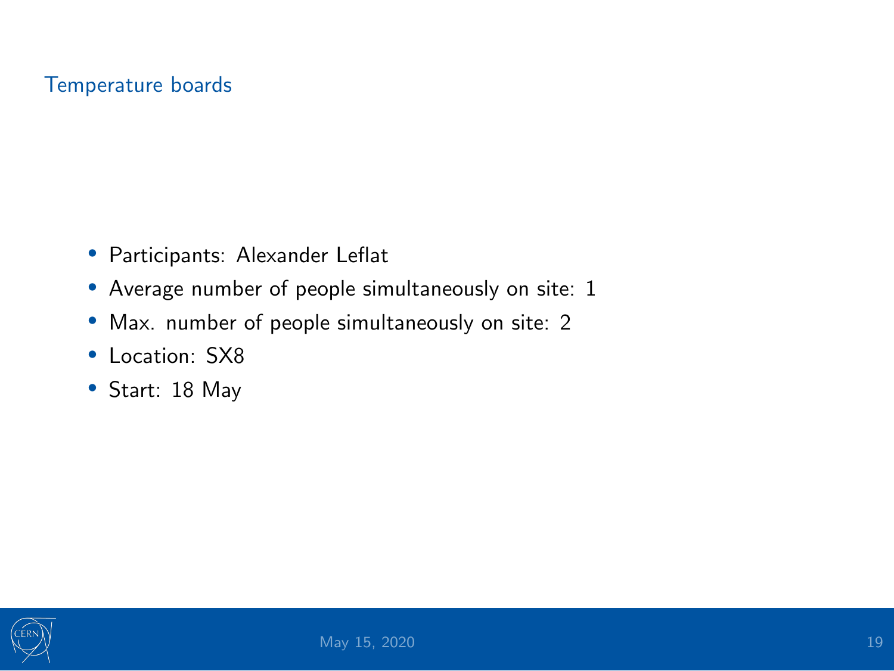## Temperature boards

- Participants: Alexander Leflat
- Average number of people simultaneously on site: 1
- Max. number of people simultaneously on site: 2
- Location: SX8
- Start: 18 May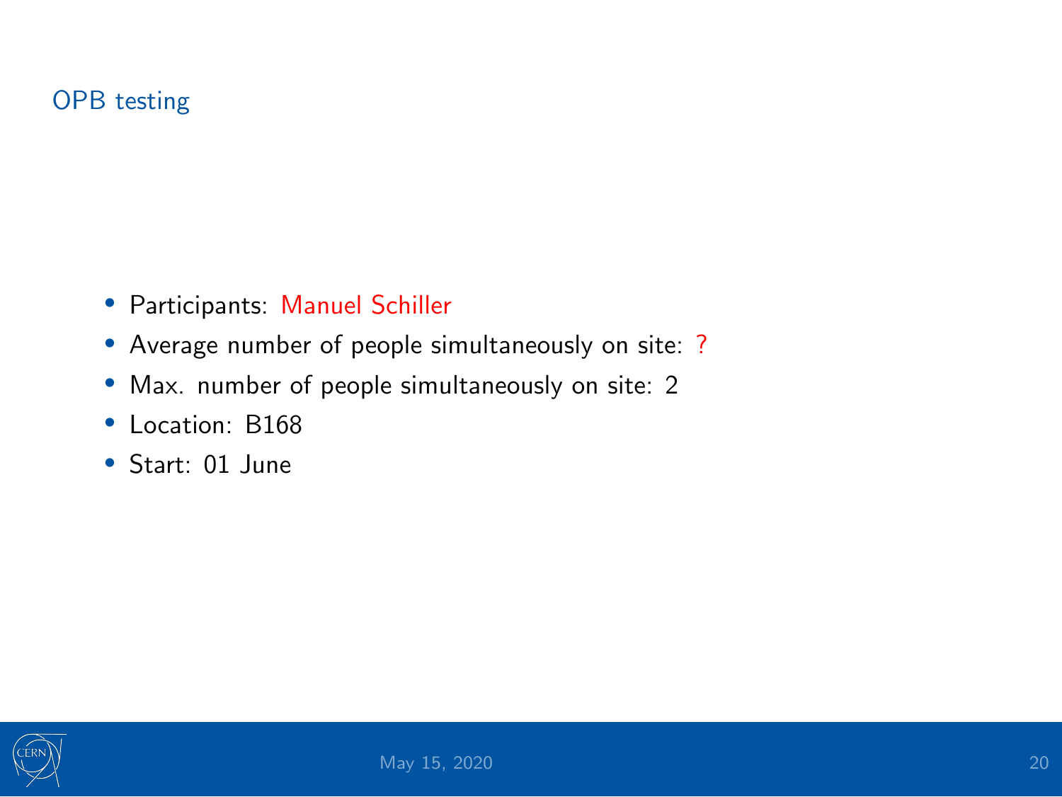## OPB testing

- Participants: Manuel Schiller
- Average number of people simultaneously on site: ?
- Max. number of people simultaneously on site: 2
- Location: B168
- Start: 01 June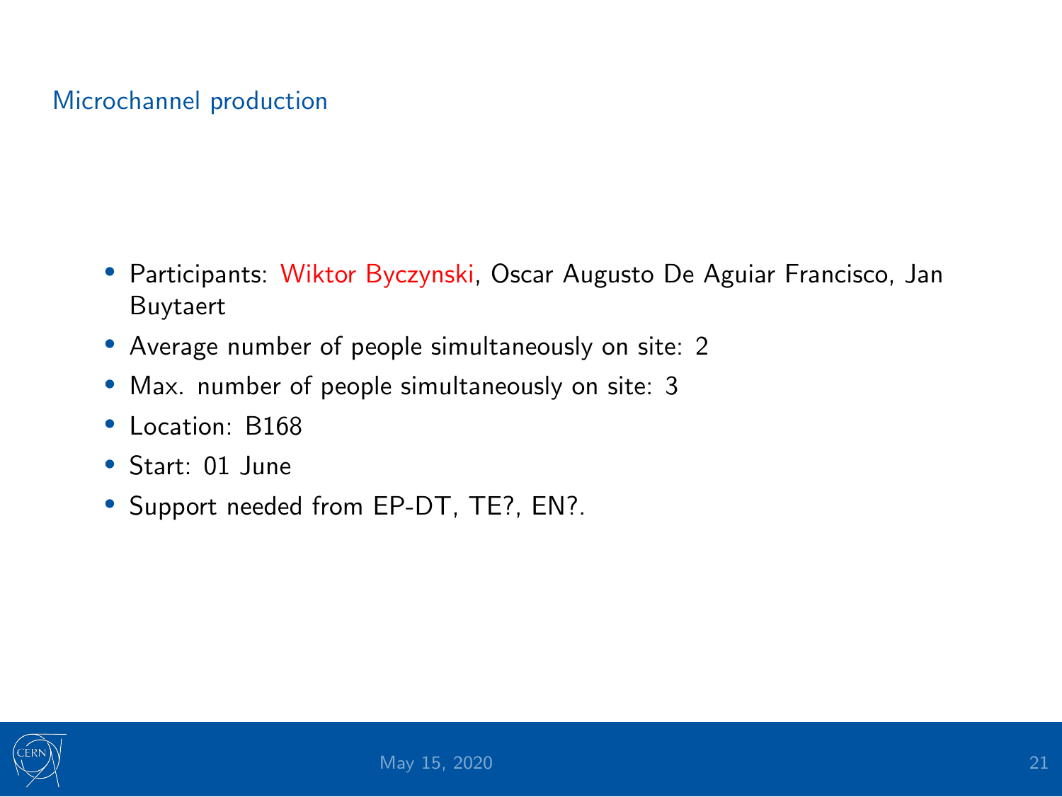## Microchannel production

- Participants: Wiktor Byczynski, Oscar Augusto De Aguiar Francisco, Jan Buytaert
- Average number of people simultaneously on site: 2
- Max. number of people simultaneously on site: 3
- Location: B168
- Start: 01 June
- Support needed from EP-DT, TE?, EN?.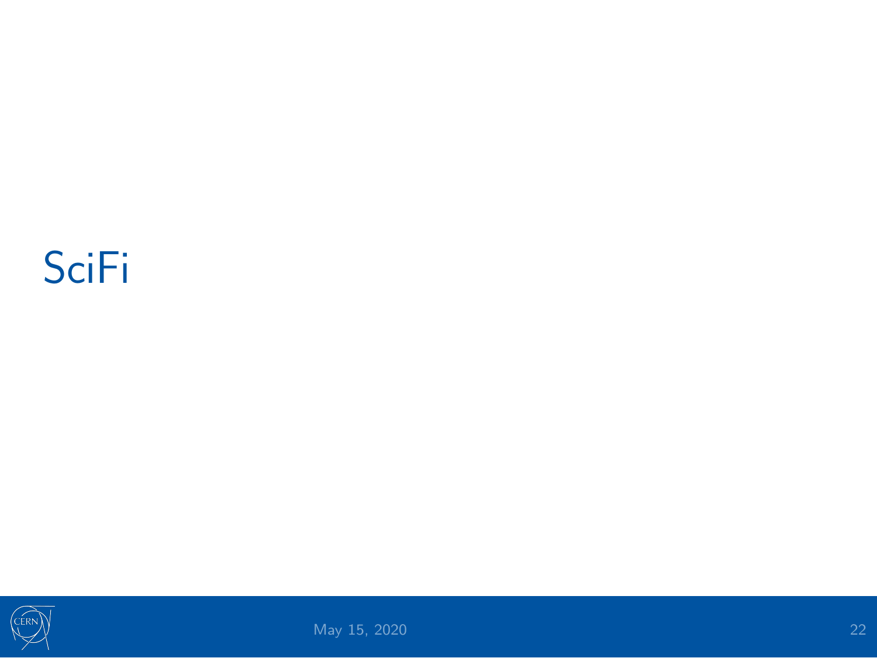# SciFi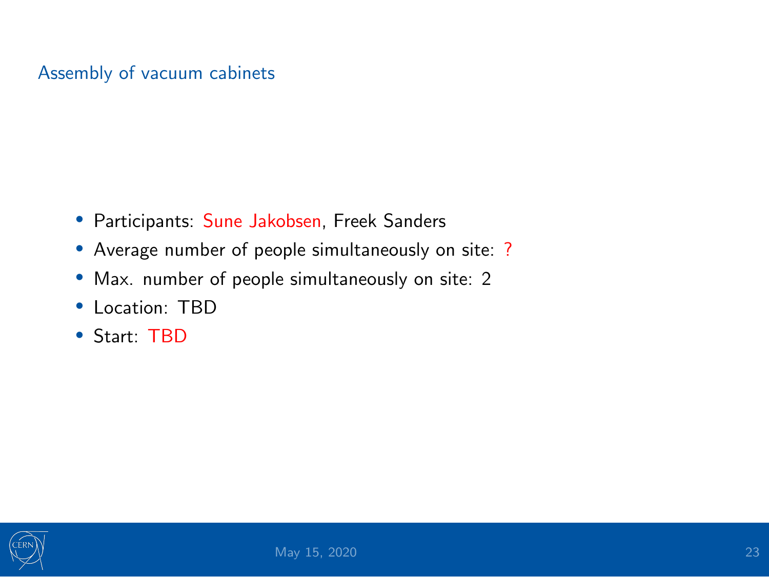## Assembly of vacuum cabinets

- Participants: Sune Jakobsen, Freek Sanders
- Average number of people simultaneously on site: ?
- Max. number of people simultaneously on site: 2
- Location: TBD
- Start: TBD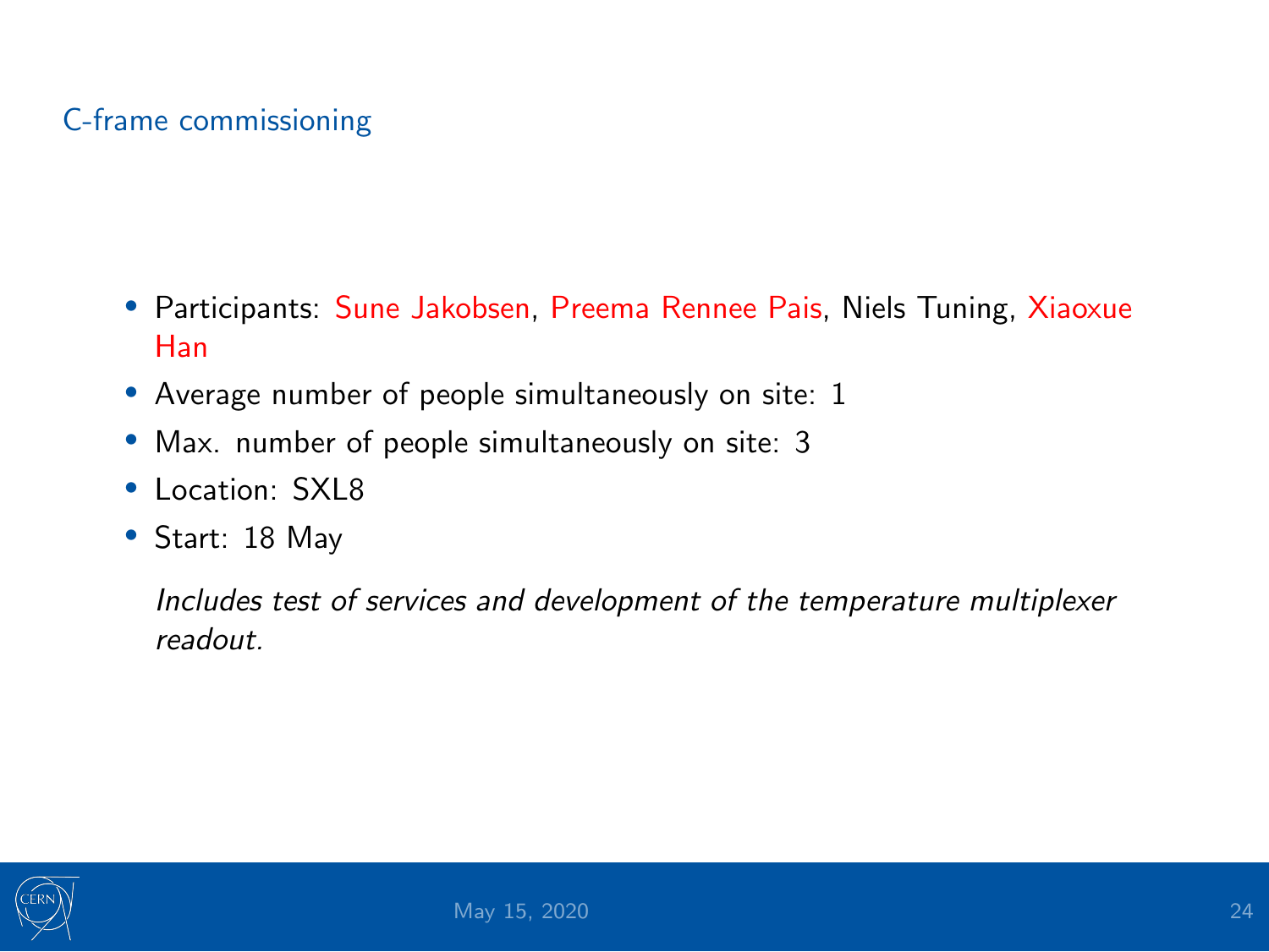## C-frame commissioning

- Participants: Sune Jakobsen, Preema Rennee Pais, Niels Tuning, Xiaoxue Han
- Average number of people simultaneously on site: 1
- Max. number of people simultaneously on site: 3
- Location: SXL8
- Start: 18 May

*Includes test of services and development of the temperature multiplexer readout.*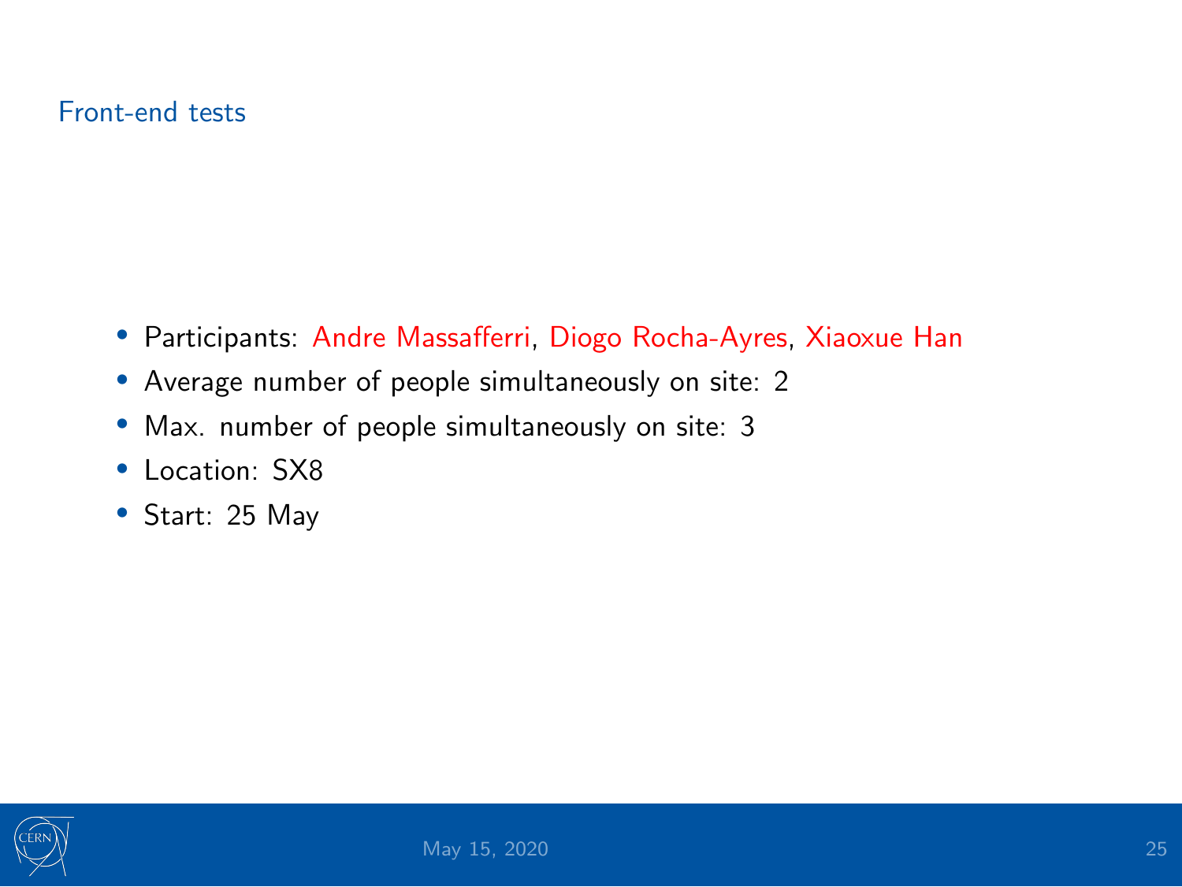## Front-end tests

- Participants: Andre Massafferri, Diogo Rocha-Ayres, Xiaoxue Han
- Average number of people simultaneously on site: 2
- Max. number of people simultaneously on site: 3
- Location: SX8
- Start: 25 May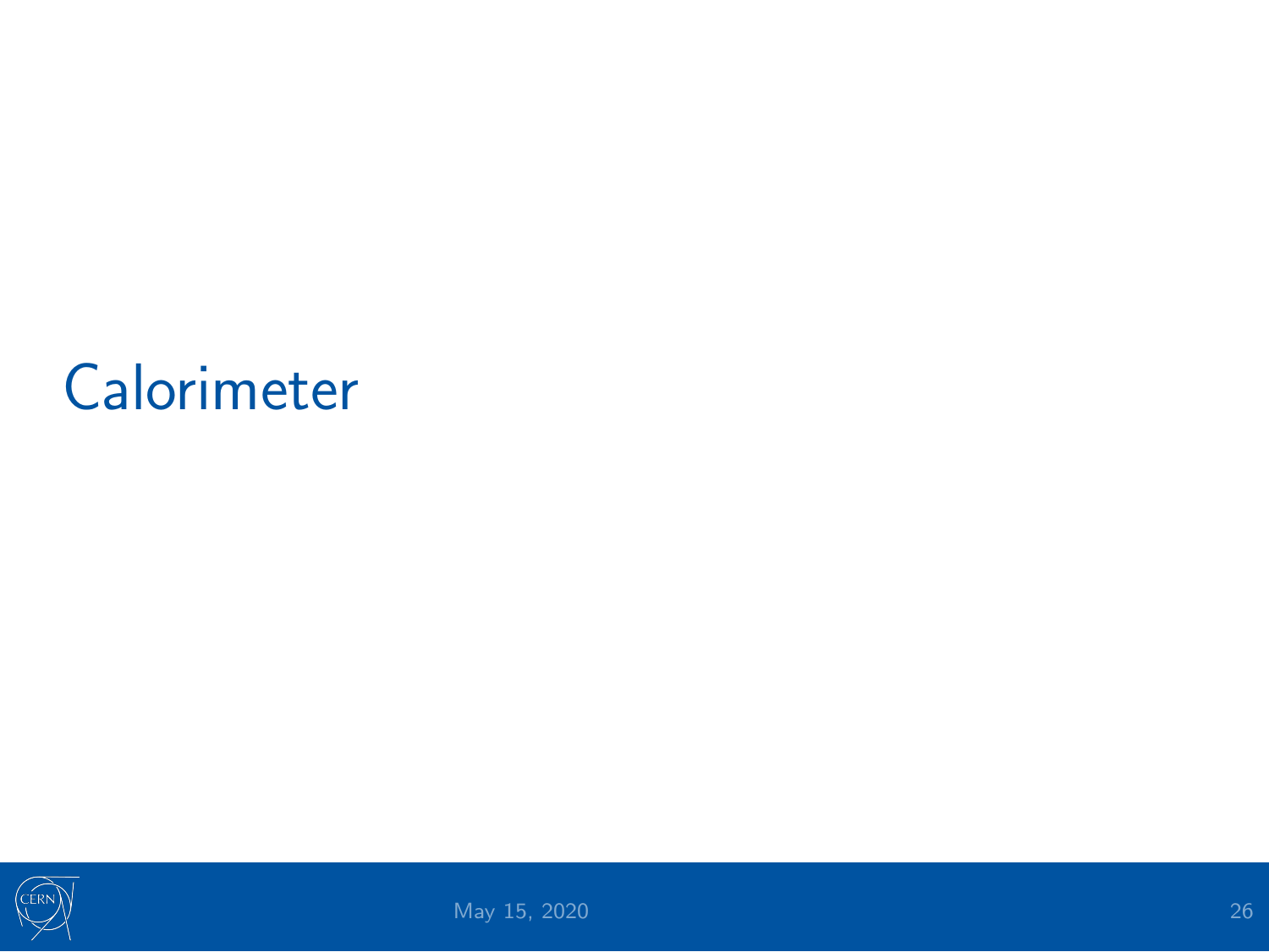# Calorimeter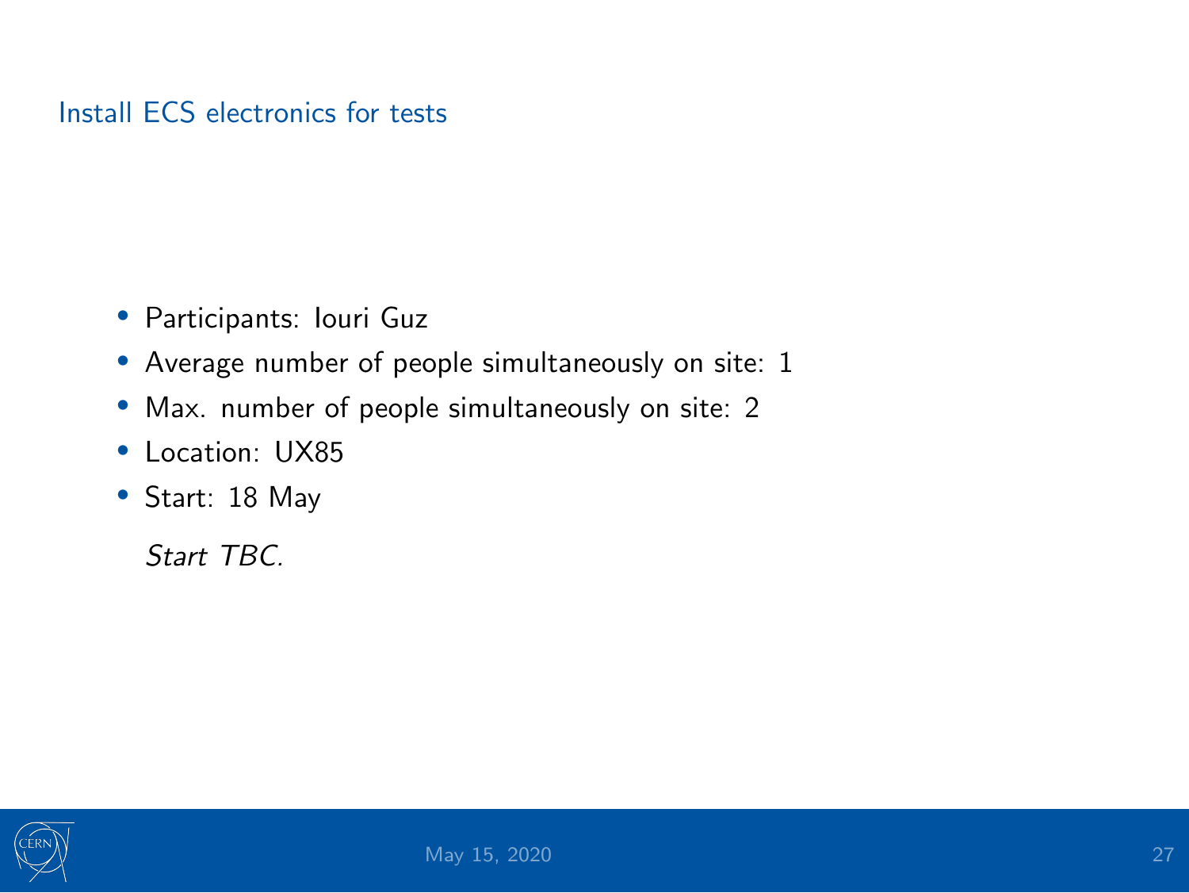## Install ECS electronics for tests

- Participants: Iouri Guz
- Average number of people simultaneously on site: 1
- Max. number of people simultaneously on site: 2
- Location: UX85
- Start: 18 May

  *Start TBC.*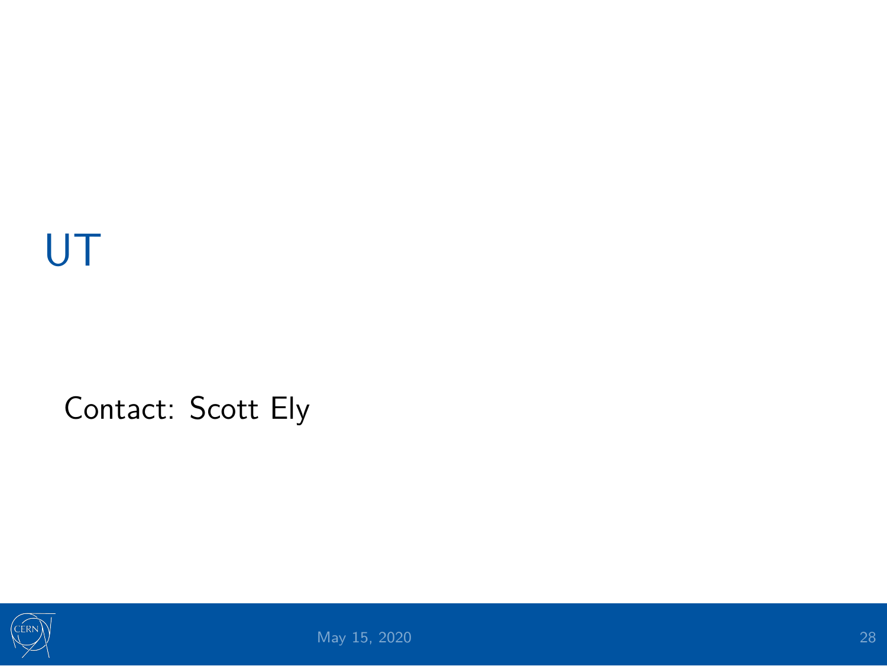# UT

Contact: Scott Ely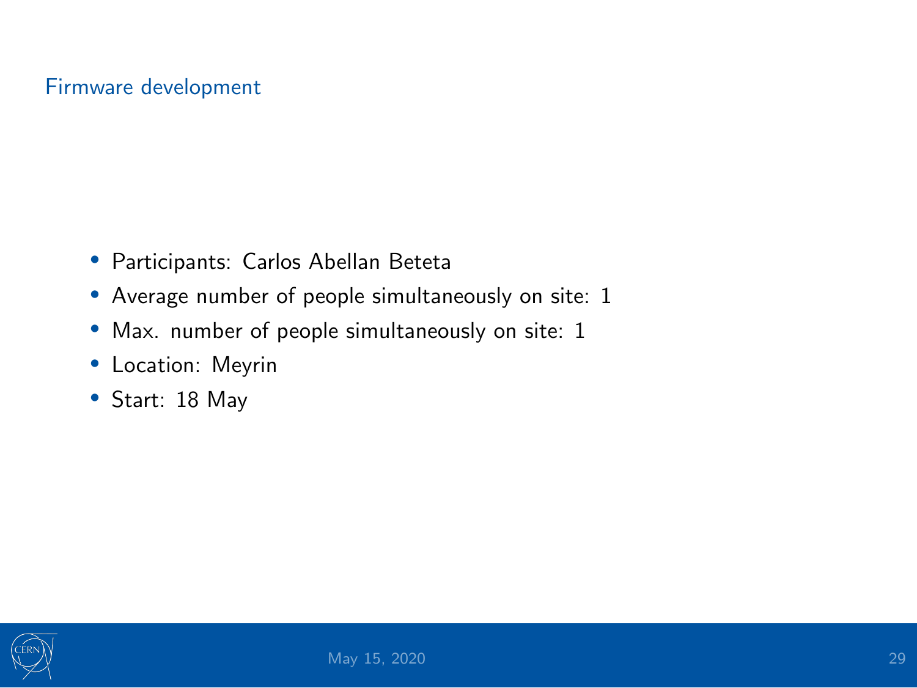## Firmware development

- Participants: Carlos Abellan Beteta
- Average number of people simultaneously on site: 1
- Max. number of people simultaneously on site: 1
- Location: Meyrin
- Start: 18 May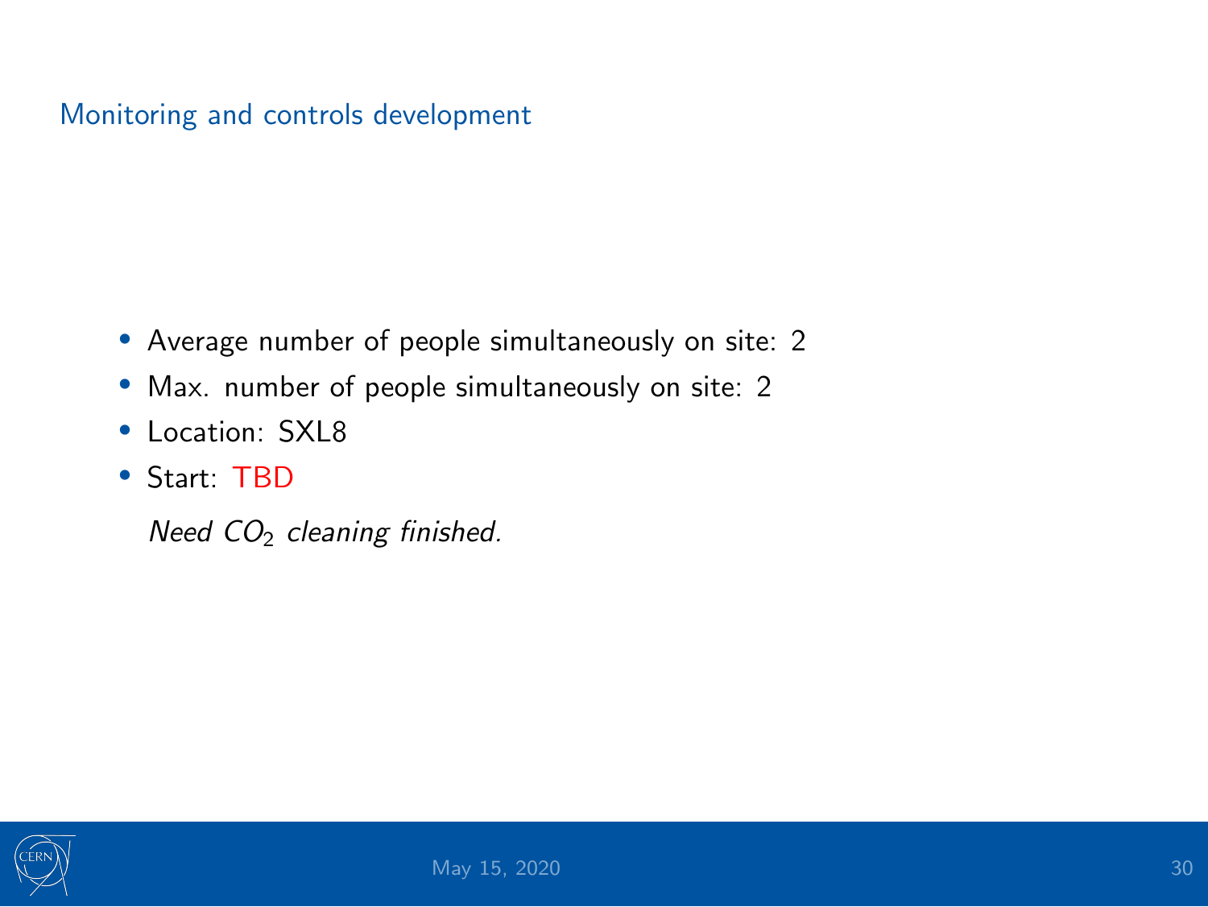## Monitoring and controls development

- Average number of people simultaneously on site: 2
- Max. number of people simultaneously on site: 2
- Location: SXL8
- Start: TBD

  *Need $CO_2$ cleaning finished.*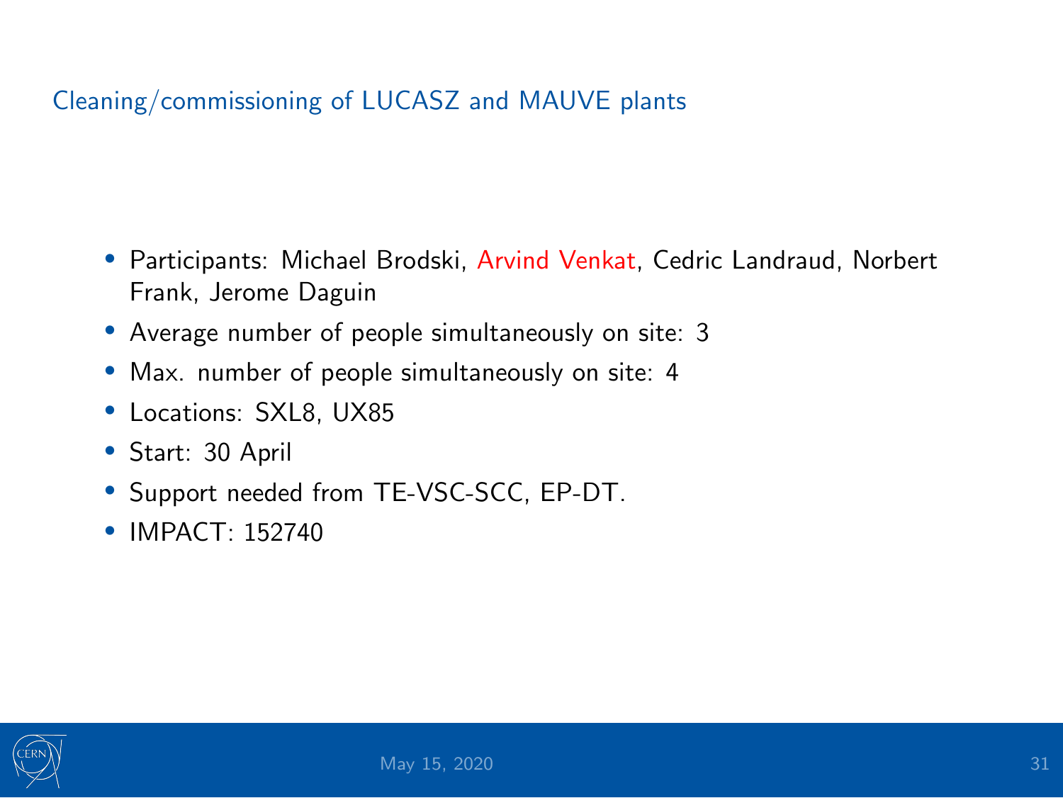## Cleaning/commissioning of LUCASZ and MAUVE plants

- Participants: Michael Brodski, Arvind Venkat, Cedric Landraud, Norbert Frank, Jerome Daguin
- Average number of people simultaneously on site: 3
- Max. number of people simultaneously on site: 4
- Locations: SXL8, UX85
- Start: 30 April
- Support needed from TE-VSC-SCC, EP-DT.
- IMPACT: 152740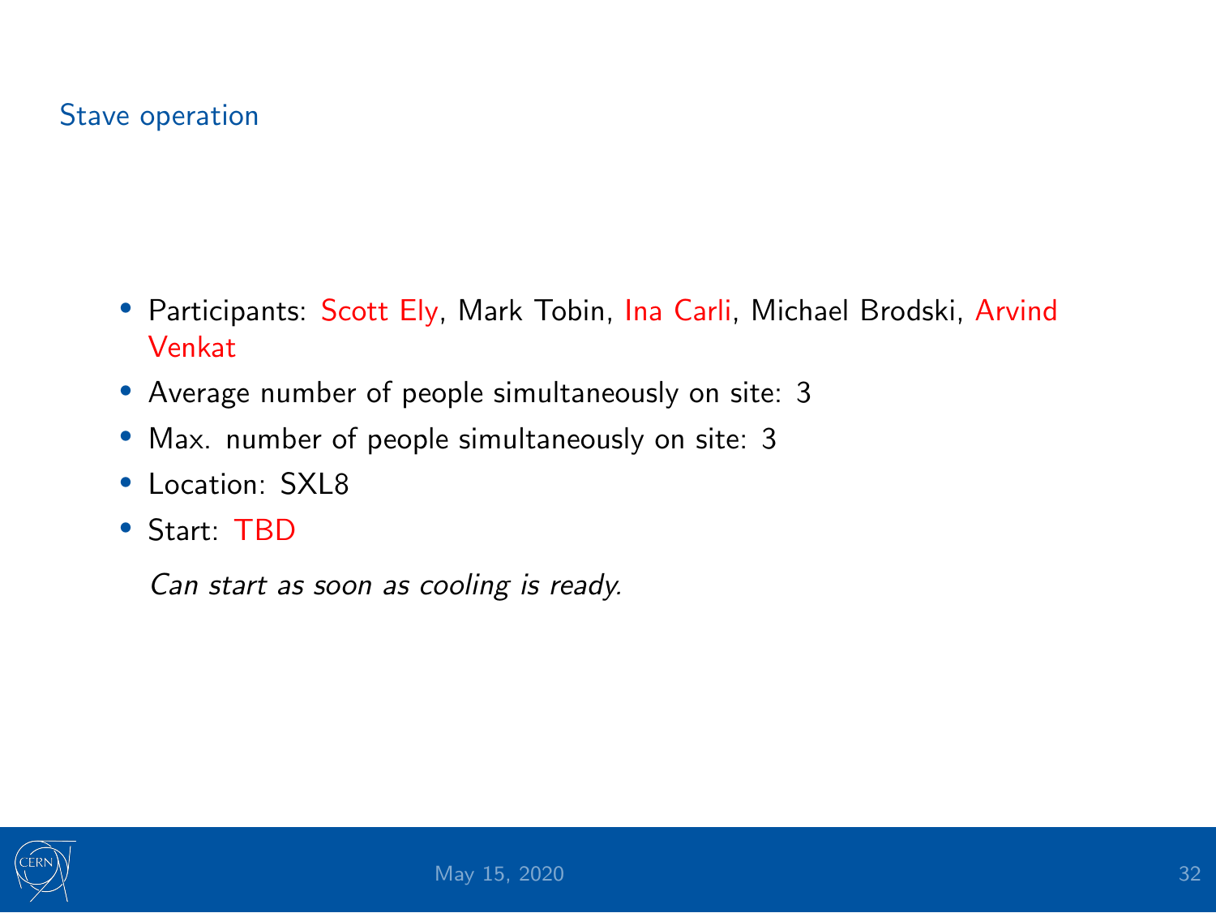## Stave operation

- Participants: Scott Ely, Mark Tobin, Ina Carli, Michael Brodski, Arvind Venkat
- Average number of people simultaneously on site: 3
- Max. number of people simultaneously on site: 3
- Location: SXL8
- Start: TBD

  *Can start as soon as cooling is ready.*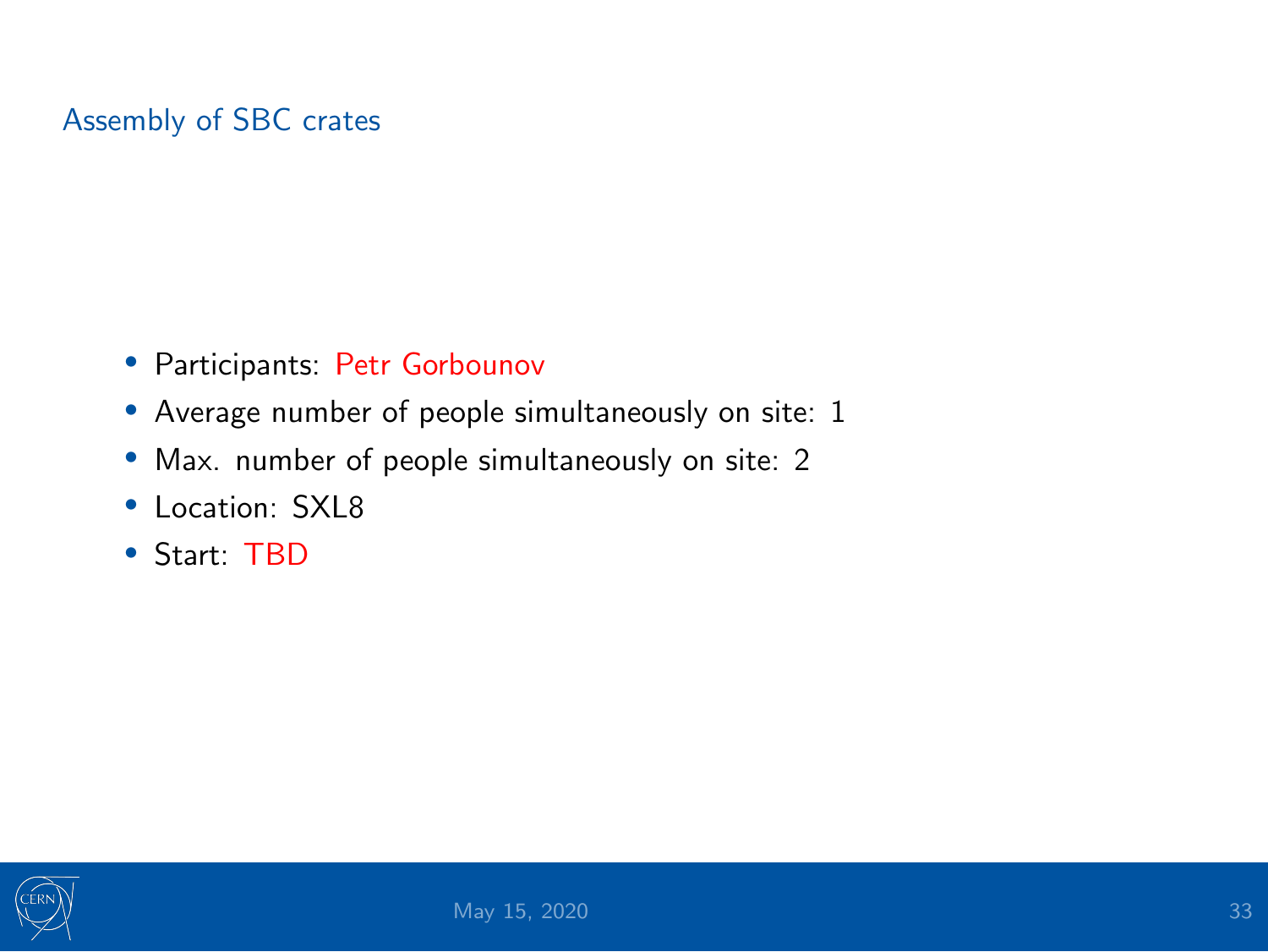## Assembly of SBC crates

- Participants: Petr Gorbounov
- Average number of people simultaneously on site: 1
- Max. number of people simultaneously on site: 2
- Location: SXL8
- Start: TBD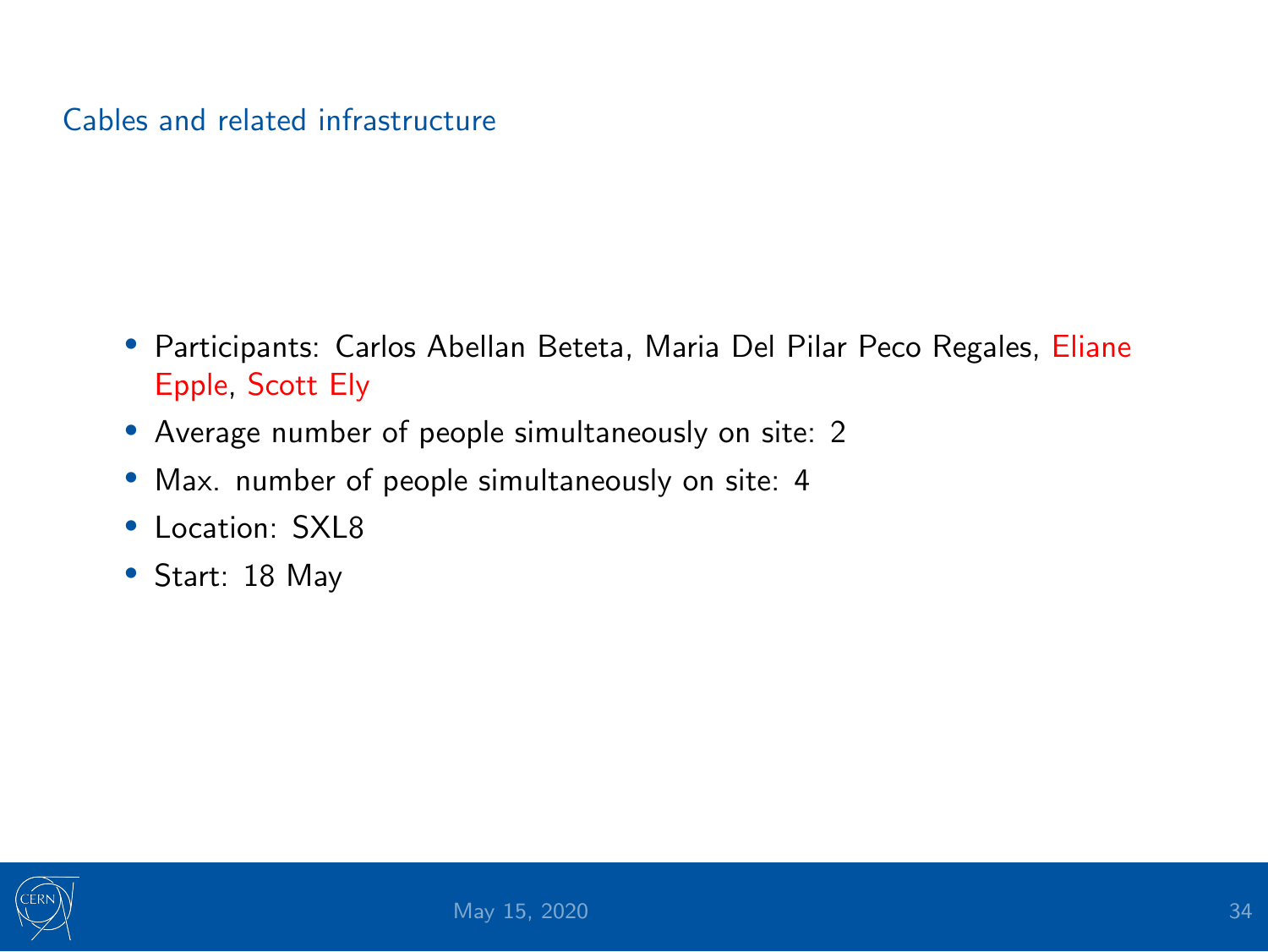## Cables and related infrastructure

- Participants: Carlos Abellan Beteta, Maria Del Pilar Peco Regales, Eliane Epple, Scott Ely
- Average number of people simultaneously on site: 2
- Max. number of people simultaneously on site: 4
- Location: SXL8
- Start: 18 May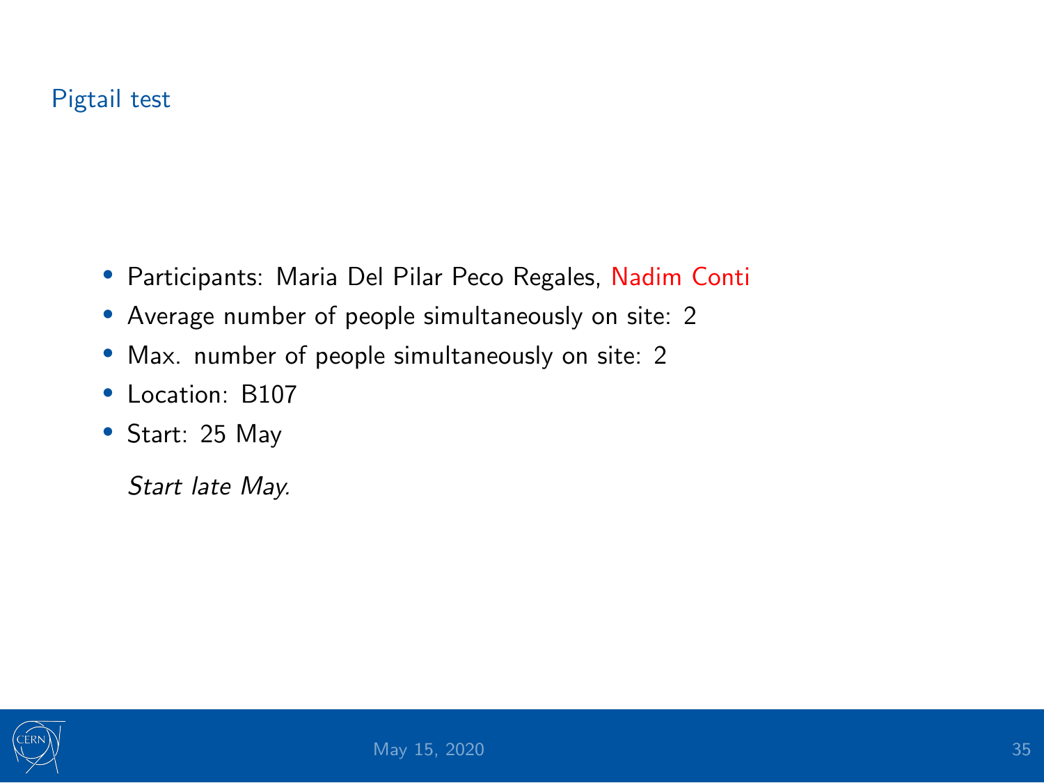## Pigtail test

- Participants: Maria Del Pilar Peco Regales, Nadim Conti
- Average number of people simultaneously on site: 2
- Max. number of people simultaneously on site: 2
- Location: B107
- Start: 25 May

*Start late May.*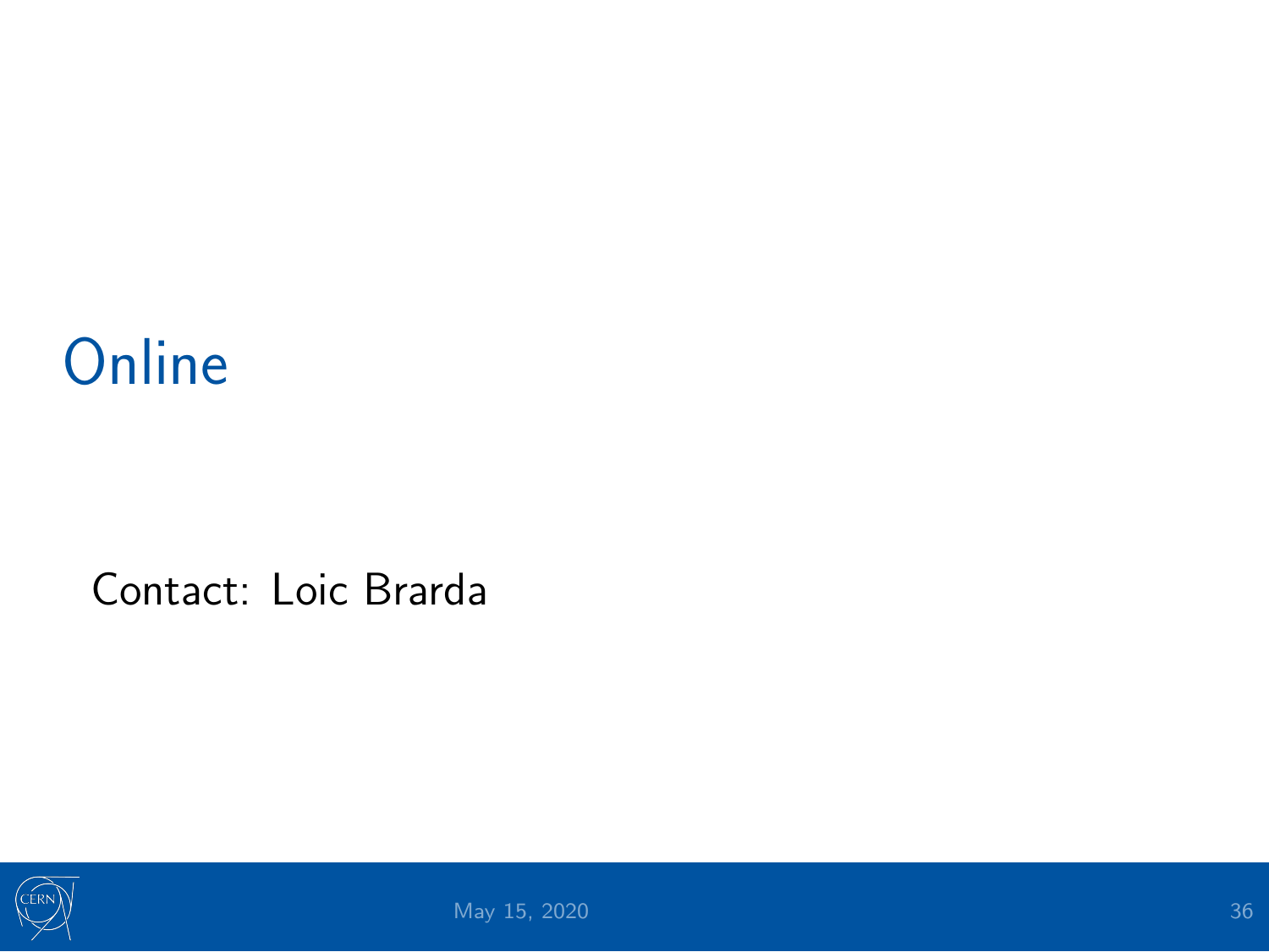# Online

Contact: Loic Brarda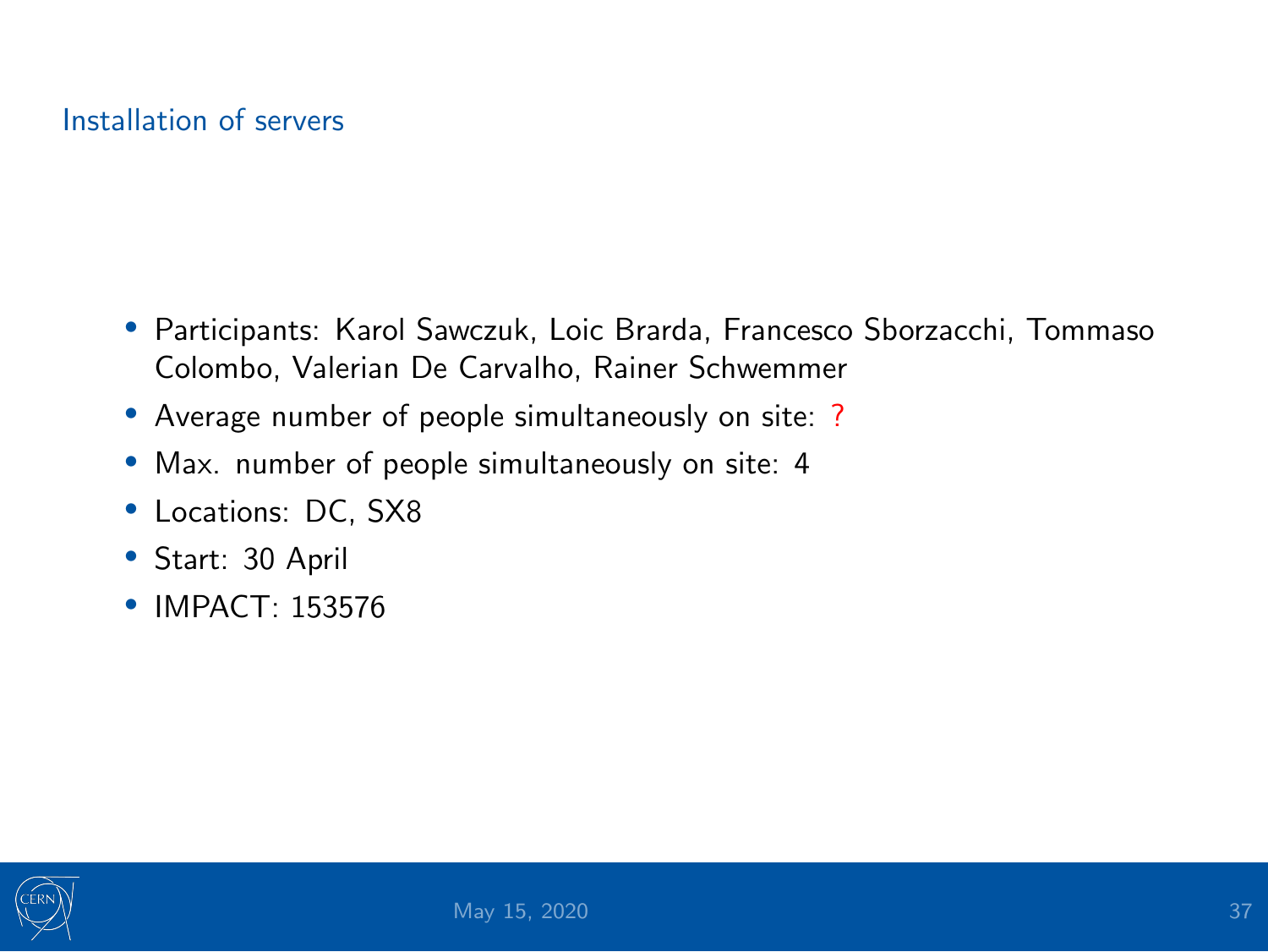## Installation of servers

- Participants: Karol Sawczuk, Loic Brarda, Francesco Sborzacchi, Tommaso Colombo, Valerian De Carvalho, Rainer Schwemmer
- Average number of people simultaneously on site: ?
- Max. number of people simultaneously on site: 4
- Locations: DC, SX8
- Start: 30 April
- IMPACT: 153576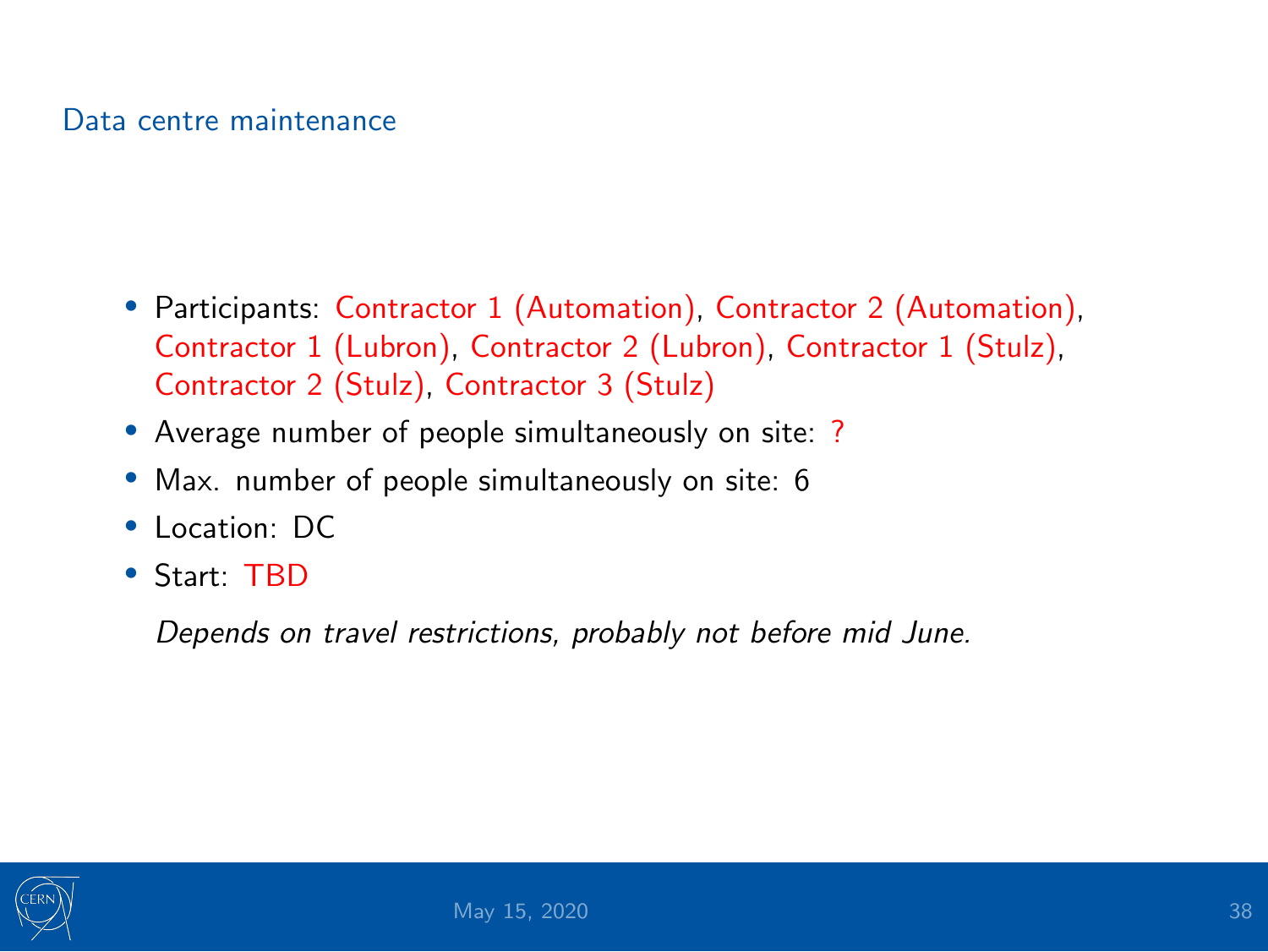## Data centre maintenance

- Participants: Contractor 1 (Automation), Contractor 2 (Automation), Contractor 1 (Lubron), Contractor 2 (Lubron), Contractor 1 (Stulz), Contractor 2 (Stulz), Contractor 3 (Stulz)
- Average number of people simultaneously on site: ?
- Max. number of people simultaneously on site: 6
- Location: DC
- Start: TBD

  *Depends on travel restrictions, probably not before mid June.*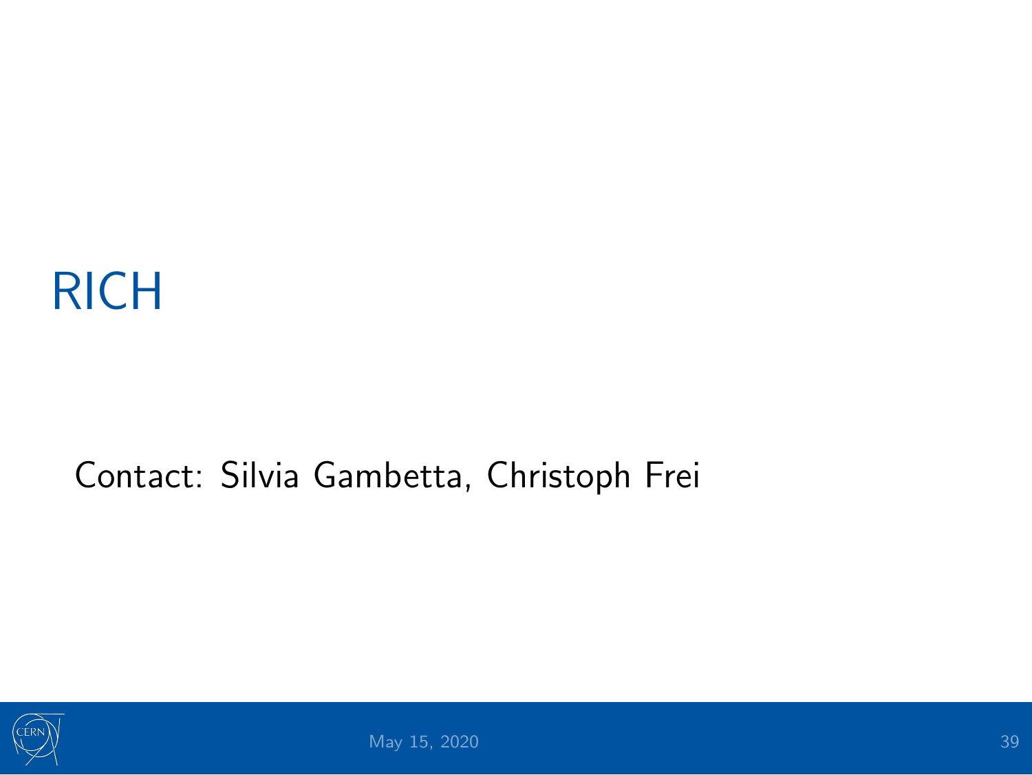# RICH

Contact: Silvia Gambetta, Christoph Frei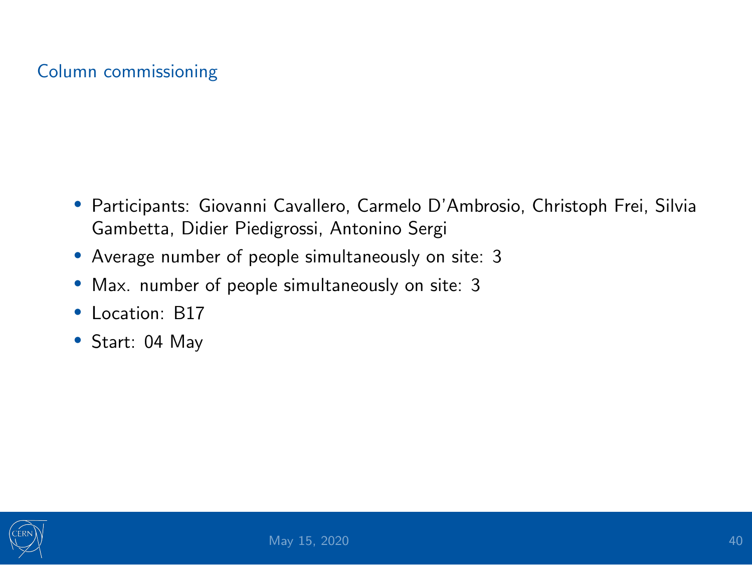## Column commissioning

- Participants: Giovanni Cavallero, Carmelo D'Ambrosio, Christoph Frei, Silvia Gambetta, Didier Piedigrossi, Antonino Sergi
- Average number of people simultaneously on site: 3
- Max. number of people simultaneously on site: 3
- Location: B17
- Start: 04 May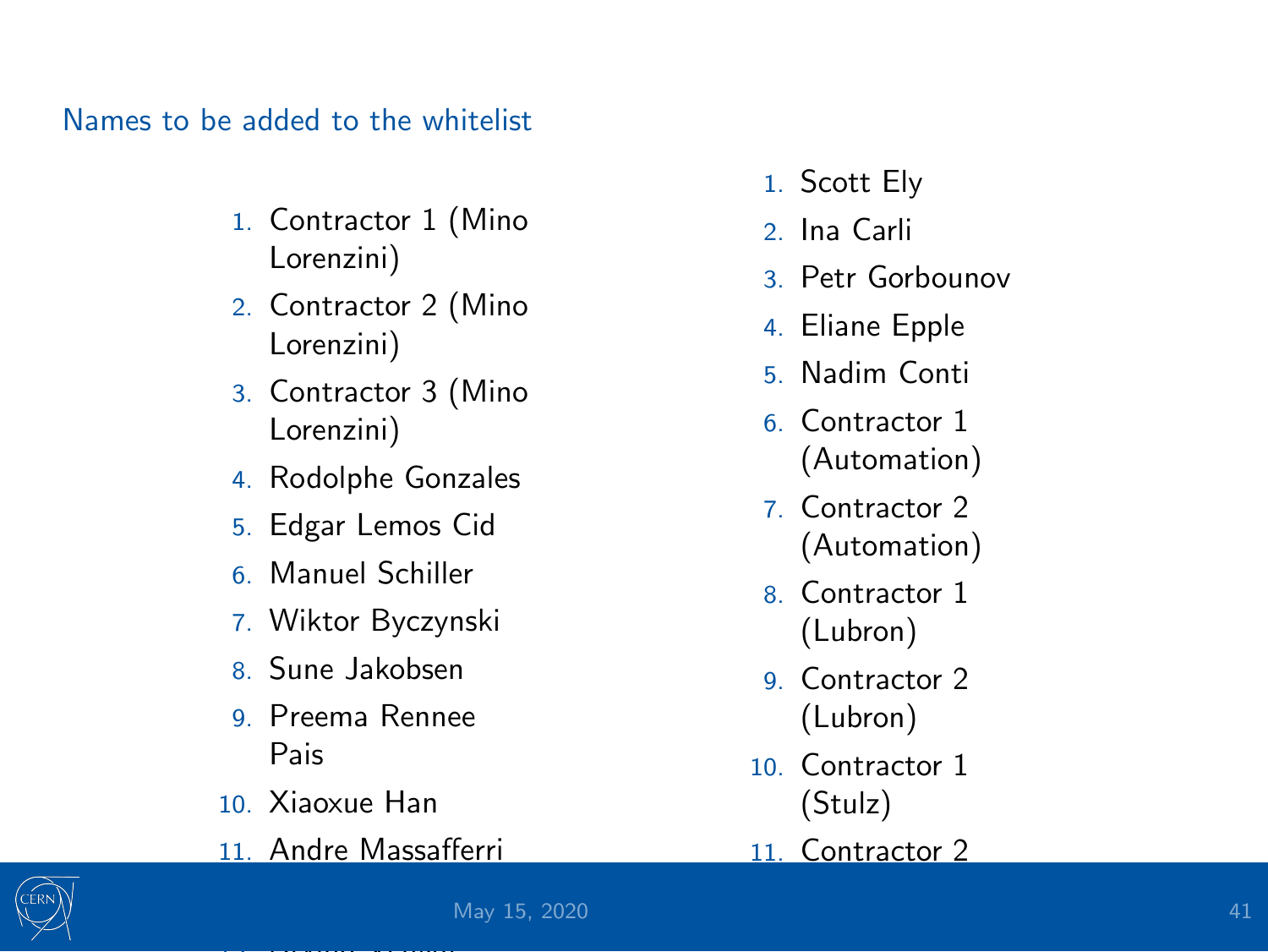Names to be added to the whitelist

1. Contractor 1 (Mino Lorenzini)
2. Contractor 2 (Mino Lorenzini)
3. Contractor 3 (Mino Lorenzini)
4. Rodolphe Gonzales
5. Edgar Lemos Cid
6. Manuel Schiller
7. Wiktor Byczynski
8. Sune Jakobsen
9. Preema Rennee Pais
10. Xiaoxue Han
11. Andre Massafferri

1. Scott Ely
2. Ina Carli
3. Petr Gorbounov
4. Eliane Epple
5. Nadim Conti
6. Contractor 1 (Automation)
7. Contractor 2 (Automation)
8. Contractor 1 (Lubron)
9. Contractor 2 (Lubron)
10. Contractor 1 (Stulz)
11. Contractor 2